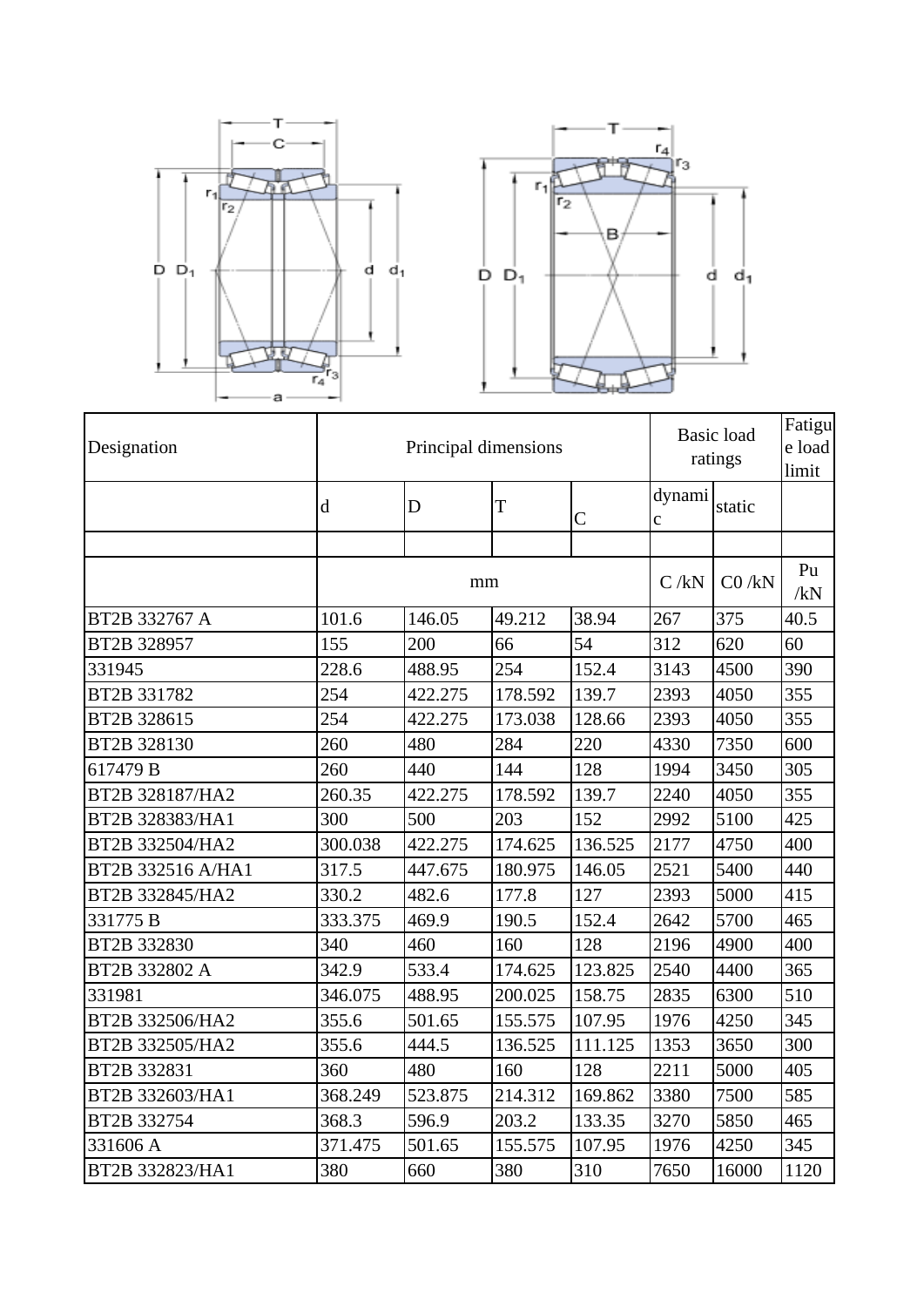| Designation | Principal dimensions | | | | Basic load ratings | | Fatigue load limit |
|---|---|---|---|---|---|---|---|
| | d | D | T | C | dynamic | static | |
| | | | | | | | |
| | mm | | | | C /kN | C0 /kN | Pu /kN |
| BT2B 332767 A | 101.6 | 146.05 | 49.212 | 38.94 | 267 | 375 | 40.5 |
| BT2B 328957 | 155 | 200 | 66 | 54 | 312 | 620 | 60 |
| 331945 | 228.6 | 488.95 | 254 | 152.4 | 3143 | 4500 | 390 |
| BT2B 331782 | 254 | 422.275 | 178.592 | 139.7 | 2393 | 4050 | 355 |
| BT2B 328615 | 254 | 422.275 | 173.038 | 128.66 | 2393 | 4050 | 355 |
| BT2B 328130 | 260 | 480 | 284 | 220 | 4330 | 7350 | 600 |
| 617479 B | 260 | 440 | 144 | 128 | 1994 | 3450 | 305 |
| BT2B 328187/HA2 | 260.35 | 422.275 | 178.592 | 139.7 | 2240 | 4050 | 355 |
| BT2B 328383/HA1 | 300 | 500 | 203 | 152 | 2992 | 5100 | 425 |
| BT2B 332504/HA2 | 300.038 | 422.275 | 174.625 | 136.525 | 2177 | 4750 | 400 |
| BT2B 332516 A/HA1 | 317.5 | 447.675 | 180.975 | 146.05 | 2521 | 5400 | 440 |
| BT2B 332845/HA2 | 330.2 | 482.6 | 177.8 | 127 | 2393 | 5000 | 415 |
| 331775 B | 333.375 | 469.9 | 190.5 | 152.4 | 2642 | 5700 | 465 |
| BT2B 332830 | 340 | 460 | 160 | 128 | 2196 | 4900 | 400 |
| BT2B 332802 A | 342.9 | 533.4 | 174.625 | 123.825 | 2540 | 4400 | 365 |
| 331981 | 346.075 | 488.95 | 200.025 | 158.75 | 2835 | 6300 | 510 |
| BT2B 332506/HA2 | 355.6 | 501.65 | 155.575 | 107.95 | 1976 | 4250 | 345 |
| BT2B 332505/HA2 | 355.6 | 444.5 | 136.525 | 111.125 | 1353 | 3650 | 300 |
| BT2B 332831 | 360 | 480 | 160 | 128 | 2211 | 5000 | 405 |
| BT2B 332603/HA1 | 368.249 | 523.875 | 214.312 | 169.862 | 3380 | 7500 | 585 |
| BT2B 332754 | 368.3 | 596.9 | 203.2 | 133.35 | 3270 | 5850 | 465 |
| 331606 A | 371.475 | 501.65 | 155.575 | 107.95 | 1976 | 4250 | 345 |
| BT2B 332823/HA1 | 380 | 660 | 380 | 310 | 7650 | 16000 | 1120 |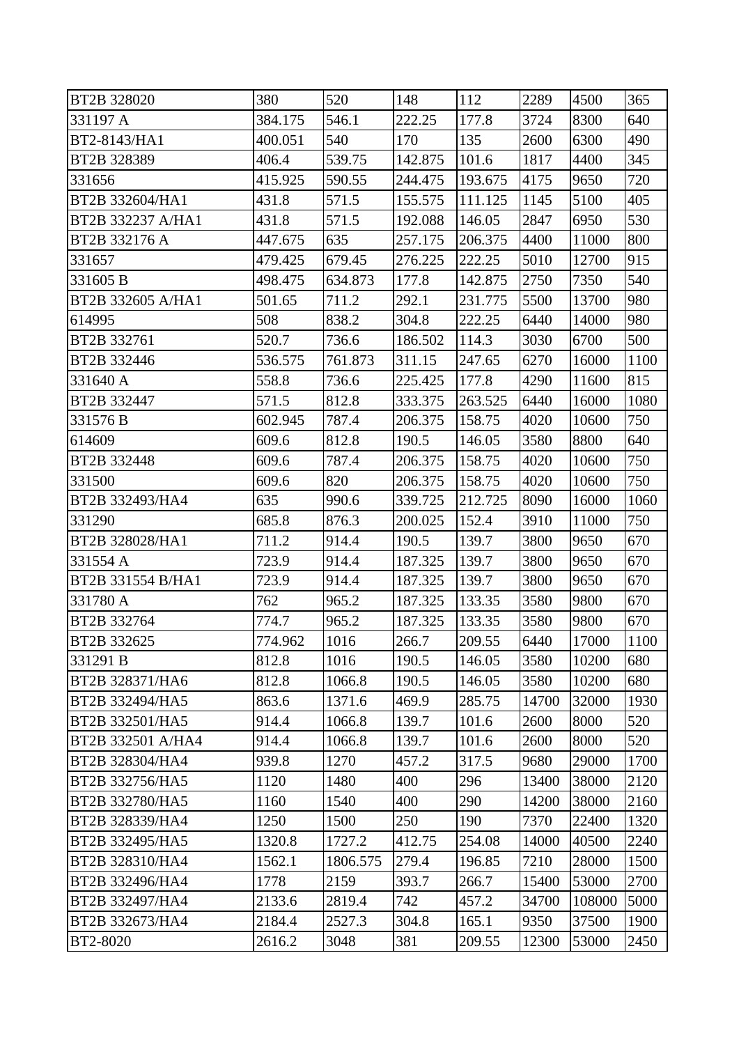| | | | | | | | |
|---|---|---|---|---|---|---|---|
| BT2B 328020 | 380 | 520 | 148 | 112 | 2289 | 4500 | 365 |
| 331197 A | 384.175 | 546.1 | 222.25 | 177.8 | 3724 | 8300 | 640 |
| BT2-8143/HA1 | 400.051 | 540 | 170 | 135 | 2600 | 6300 | 490 |
| BT2B 328389 | 406.4 | 539.75 | 142.875 | 101.6 | 1817 | 4400 | 345 |
| 331656 | 415.925 | 590.55 | 244.475 | 193.675 | 4175 | 9650 | 720 |
| BT2B 332604/HA1 | 431.8 | 571.5 | 155.575 | 111.125 | 1145 | 5100 | 405 |
| BT2B 332237 A/HA1 | 431.8 | 571.5 | 192.088 | 146.05 | 2847 | 6950 | 530 |
| BT2B 332176 A | 447.675 | 635 | 257.175 | 206.375 | 4400 | 11000 | 800 |
| 331657 | 479.425 | 679.45 | 276.225 | 222.25 | 5010 | 12700 | 915 |
| 331605 B | 498.475 | 634.873 | 177.8 | 142.875 | 2750 | 7350 | 540 |
| BT2B 332605 A/HA1 | 501.65 | 711.2 | 292.1 | 231.775 | 5500 | 13700 | 980 |
| 614995 | 508 | 838.2 | 304.8 | 222.25 | 6440 | 14000 | 980 |
| BT2B 332761 | 520.7 | 736.6 | 186.502 | 114.3 | 3030 | 6700 | 500 |
| BT2B 332446 | 536.575 | 761.873 | 311.15 | 247.65 | 6270 | 16000 | 1100 |
| 331640 A | 558.8 | 736.6 | 225.425 | 177.8 | 4290 | 11600 | 815 |
| BT2B 332447 | 571.5 | 812.8 | 333.375 | 263.525 | 6440 | 16000 | 1080 |
| 331576 B | 602.945 | 787.4 | 206.375 | 158.75 | 4020 | 10600 | 750 |
| 614609 | 609.6 | 812.8 | 190.5 | 146.05 | 3580 | 8800 | 640 |
| BT2B 332448 | 609.6 | 787.4 | 206.375 | 158.75 | 4020 | 10600 | 750 |
| 331500 | 609.6 | 820 | 206.375 | 158.75 | 4020 | 10600 | 750 |
| BT2B 332493/HA4 | 635 | 990.6 | 339.725 | 212.725 | 8090 | 16000 | 1060 |
| 331290 | 685.8 | 876.3 | 200.025 | 152.4 | 3910 | 11000 | 750 |
| BT2B 328028/HA1 | 711.2 | 914.4 | 190.5 | 139.7 | 3800 | 9650 | 670 |
| 331554 A | 723.9 | 914.4 | 187.325 | 139.7 | 3800 | 9650 | 670 |
| BT2B 331554 B/HA1 | 723.9 | 914.4 | 187.325 | 139.7 | 3800 | 9650 | 670 |
| 331780 A | 762 | 965.2 | 187.325 | 133.35 | 3580 | 9800 | 670 |
| BT2B 332764 | 774.7 | 965.2 | 187.325 | 133.35 | 3580 | 9800 | 670 |
| BT2B 332625 | 774.962 | 1016 | 266.7 | 209.55 | 6440 | 17000 | 1100 |
| 331291 B | 812.8 | 1016 | 190.5 | 146.05 | 3580 | 10200 | 680 |
| BT2B 328371/HA6 | 812.8 | 1066.8 | 190.5 | 146.05 | 3580 | 10200 | 680 |
| BT2B 332494/HA5 | 863.6 | 1371.6 | 469.9 | 285.75 | 14700 | 32000 | 1930 |
| BT2B 332501/HA5 | 914.4 | 1066.8 | 139.7 | 101.6 | 2600 | 8000 | 520 |
| BT2B 332501 A/HA4 | 914.4 | 1066.8 | 139.7 | 101.6 | 2600 | 8000 | 520 |
| BT2B 328304/HA4 | 939.8 | 1270 | 457.2 | 317.5 | 9680 | 29000 | 1700 |
| BT2B 332756/HA5 | 1120 | 1480 | 400 | 296 | 13400 | 38000 | 2120 |
| BT2B 332780/HA5 | 1160 | 1540 | 400 | 290 | 14200 | 38000 | 2160 |
| BT2B 328339/HA4 | 1250 | 1500 | 250 | 190 | 7370 | 22400 | 1320 |
| BT2B 332495/HA5 | 1320.8 | 1727.2 | 412.75 | 254.08 | 14000 | 40500 | 2240 |
| BT2B 328310/HA4 | 1562.1 | 1806.575 | 279.4 | 196.85 | 7210 | 28000 | 1500 |
| BT2B 332496/HA4 | 1778 | 2159 | 393.7 | 266.7 | 15400 | 53000 | 2700 |
| BT2B 332497/HA4 | 2133.6 | 2819.4 | 742 | 457.2 | 34700 | 108000 | 5000 |
| BT2B 332673/HA4 | 2184.4 | 2527.3 | 304.8 | 165.1 | 9350 | 37500 | 1900 |
| BT2-8020 | 2616.2 | 3048 | 381 | 209.55 | 12300 | 53000 | 2450 |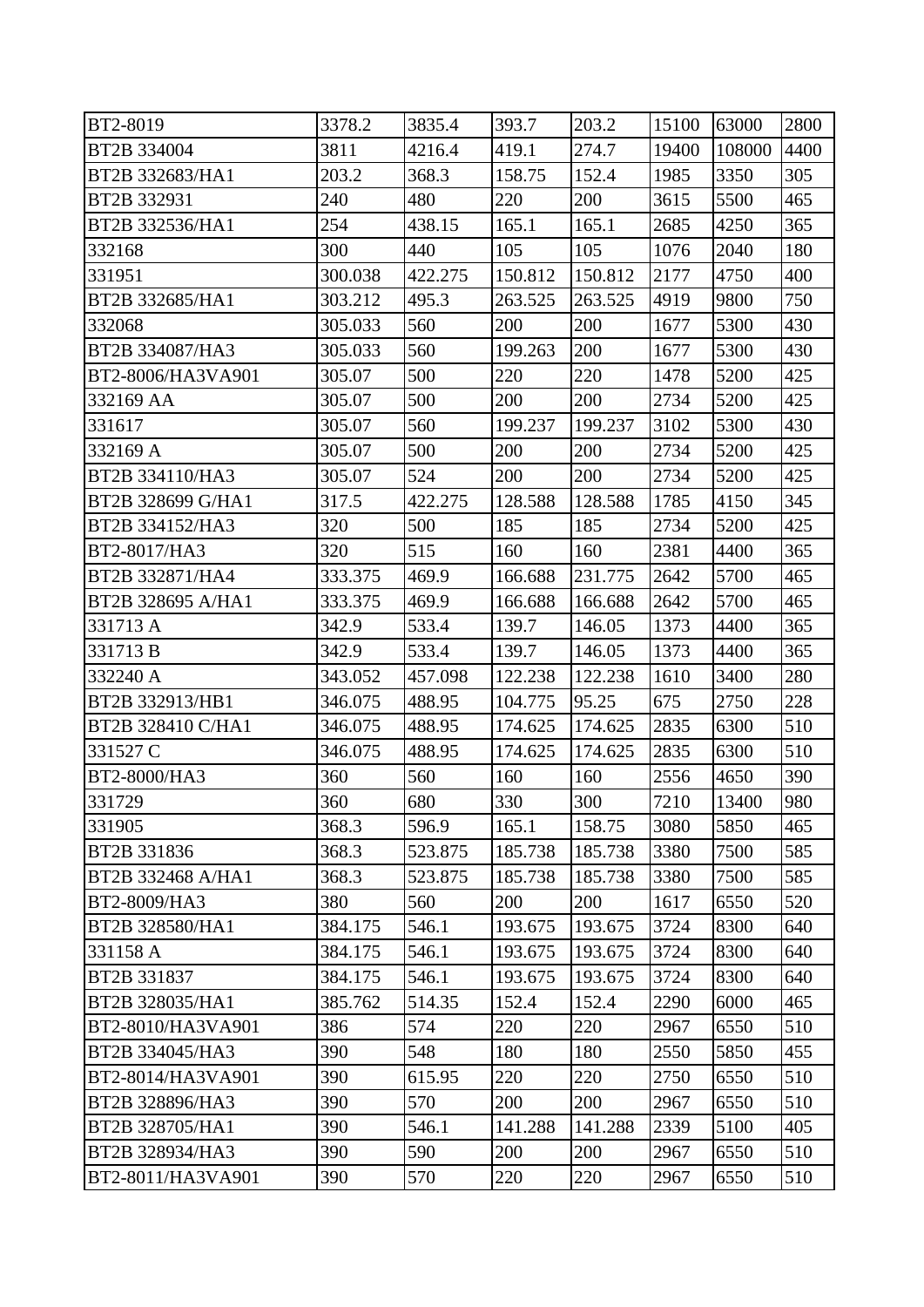| | | | | | | | |
|---|---|---|---|---|---|---|---|
| BT2-8019 | 3378.2 | 3835.4 | 393.7 | 203.2 | 15100 | 63000 | 2800 |
| BT2B 334004 | 3811 | 4216.4 | 419.1 | 274.7 | 19400 | 108000 | 4400 |
| BT2B 332683/HA1 | 203.2 | 368.3 | 158.75 | 152.4 | 1985 | 3350 | 305 |
| BT2B 332931 | 240 | 480 | 220 | 200 | 3615 | 5500 | 465 |
| BT2B 332536/HA1 | 254 | 438.15 | 165.1 | 165.1 | 2685 | 4250 | 365 |
| 332168 | 300 | 440 | 105 | 105 | 1076 | 2040 | 180 |
| 331951 | 300.038 | 422.275 | 150.812 | 150.812 | 2177 | 4750 | 400 |
| BT2B 332685/HA1 | 303.212 | 495.3 | 263.525 | 263.525 | 4919 | 9800 | 750 |
| 332068 | 305.033 | 560 | 200 | 200 | 1677 | 5300 | 430 |
| BT2B 334087/HA3 | 305.033 | 560 | 199.263 | 200 | 1677 | 5300 | 430 |
| BT2-8006/HA3VA901 | 305.07 | 500 | 220 | 220 | 1478 | 5200 | 425 |
| 332169 AA | 305.07 | 500 | 200 | 200 | 2734 | 5200 | 425 |
| 331617 | 305.07 | 560 | 199.237 | 199.237 | 3102 | 5300 | 430 |
| 332169 A | 305.07 | 500 | 200 | 200 | 2734 | 5200 | 425 |
| BT2B 334110/HA3 | 305.07 | 524 | 200 | 200 | 2734 | 5200 | 425 |
| BT2B 328699 G/HA1 | 317.5 | 422.275 | 128.588 | 128.588 | 1785 | 4150 | 345 |
| BT2B 334152/HA3 | 320 | 500 | 185 | 185 | 2734 | 5200 | 425 |
| BT2-8017/HA3 | 320 | 515 | 160 | 160 | 2381 | 4400 | 365 |
| BT2B 332871/HA4 | 333.375 | 469.9 | 166.688 | 231.775 | 2642 | 5700 | 465 |
| BT2B 328695 A/HA1 | 333.375 | 469.9 | 166.688 | 166.688 | 2642 | 5700 | 465 |
| 331713 A | 342.9 | 533.4 | 139.7 | 146.05 | 1373 | 4400 | 365 |
| 331713 B | 342.9 | 533.4 | 139.7 | 146.05 | 1373 | 4400 | 365 |
| 332240 A | 343.052 | 457.098 | 122.238 | 122.238 | 1610 | 3400 | 280 |
| BT2B 332913/HB1 | 346.075 | 488.95 | 104.775 | 95.25 | 675 | 2750 | 228 |
| BT2B 328410 C/HA1 | 346.075 | 488.95 | 174.625 | 174.625 | 2835 | 6300 | 510 |
| 331527 C | 346.075 | 488.95 | 174.625 | 174.625 | 2835 | 6300 | 510 |
| BT2-8000/HA3 | 360 | 560 | 160 | 160 | 2556 | 4650 | 390 |
| 331729 | 360 | 680 | 330 | 300 | 7210 | 13400 | 980 |
| 331905 | 368.3 | 596.9 | 165.1 | 158.75 | 3080 | 5850 | 465 |
| BT2B 331836 | 368.3 | 523.875 | 185.738 | 185.738 | 3380 | 7500 | 585 |
| BT2B 332468 A/HA1 | 368.3 | 523.875 | 185.738 | 185.738 | 3380 | 7500 | 585 |
| BT2-8009/HA3 | 380 | 560 | 200 | 200 | 1617 | 6550 | 520 |
| BT2B 328580/HA1 | 384.175 | 546.1 | 193.675 | 193.675 | 3724 | 8300 | 640 |
| 331158 A | 384.175 | 546.1 | 193.675 | 193.675 | 3724 | 8300 | 640 |
| BT2B 331837 | 384.175 | 546.1 | 193.675 | 193.675 | 3724 | 8300 | 640 |
| BT2B 328035/HA1 | 385.762 | 514.35 | 152.4 | 152.4 | 2290 | 6000 | 465 |
| BT2-8010/HA3VA901 | 386 | 574 | 220 | 220 | 2967 | 6550 | 510 |
| BT2B 334045/HA3 | 390 | 548 | 180 | 180 | 2550 | 5850 | 455 |
| BT2-8014/HA3VA901 | 390 | 615.95 | 220 | 220 | 2750 | 6550 | 510 |
| BT2B 328896/HA3 | 390 | 570 | 200 | 200 | 2967 | 6550 | 510 |
| BT2B 328705/HA1 | 390 | 546.1 | 141.288 | 141.288 | 2339 | 5100 | 405 |
| BT2B 328934/HA3 | 390 | 590 | 200 | 200 | 2967 | 6550 | 510 |
| BT2-8011/HA3VA901 | 390 | 570 | 220 | 220 | 2967 | 6550 | 510 |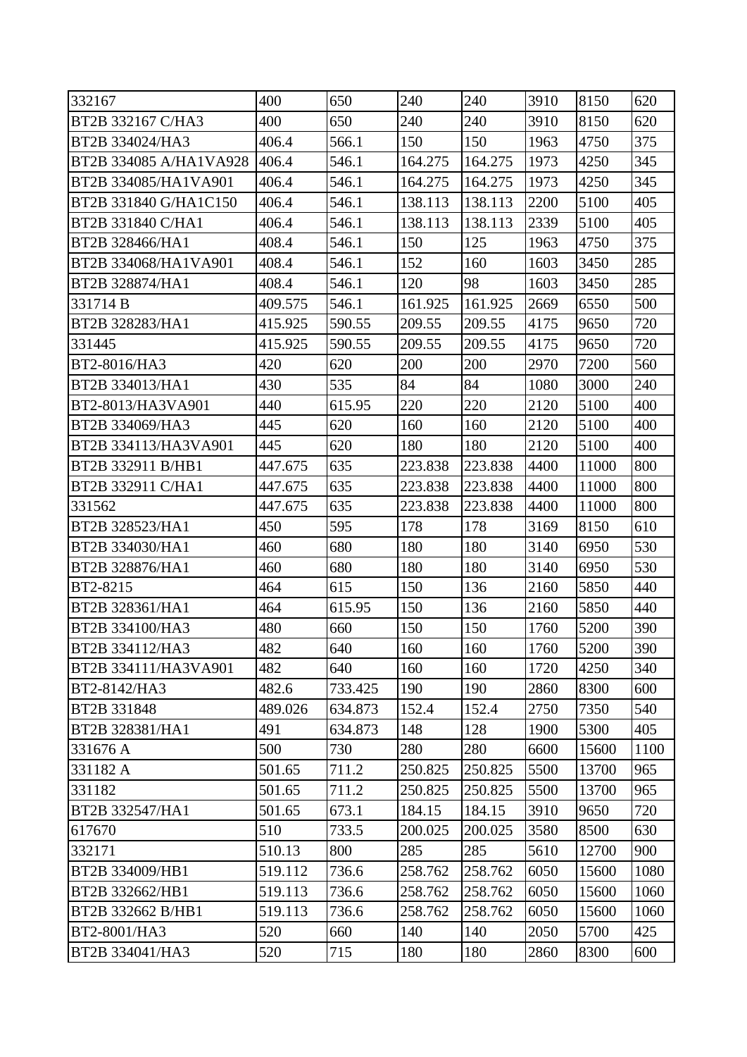| | | | | | | | |
|---|---|---|---|---|---|---|---|
| 332167 | 400 | 650 | 240 | 240 | 3910 | 8150 | 620 |
| BT2B 332167 C/HA3 | 400 | 650 | 240 | 240 | 3910 | 8150 | 620 |
| BT2B 334024/HA3 | 406.4 | 566.1 | 150 | 150 | 1963 | 4750 | 375 |
| BT2B 334085 A/HA1VA928 | 406.4 | 546.1 | 164.275 | 164.275 | 1973 | 4250 | 345 |
| BT2B 334085/HA1VA901 | 406.4 | 546.1 | 164.275 | 164.275 | 1973 | 4250 | 345 |
| BT2B 331840 G/HA1C150 | 406.4 | 546.1 | 138.113 | 138.113 | 2200 | 5100 | 405 |
| BT2B 331840 C/HA1 | 406.4 | 546.1 | 138.113 | 138.113 | 2339 | 5100 | 405 |
| BT2B 328466/HA1 | 408.4 | 546.1 | 150 | 125 | 1963 | 4750 | 375 |
| BT2B 334068/HA1VA901 | 408.4 | 546.1 | 152 | 160 | 1603 | 3450 | 285 |
| BT2B 328874/HA1 | 408.4 | 546.1 | 120 | 98 | 1603 | 3450 | 285 |
| 331714 B | 409.575 | 546.1 | 161.925 | 161.925 | 2669 | 6550 | 500 |
| BT2B 328283/HA1 | 415.925 | 590.55 | 209.55 | 209.55 | 4175 | 9650 | 720 |
| 331445 | 415.925 | 590.55 | 209.55 | 209.55 | 4175 | 9650 | 720 |
| BT2-8016/HA3 | 420 | 620 | 200 | 200 | 2970 | 7200 | 560 |
| BT2B 334013/HA1 | 430 | 535 | 84 | 84 | 1080 | 3000 | 240 |
| BT2-8013/HA3VA901 | 440 | 615.95 | 220 | 220 | 2120 | 5100 | 400 |
| BT2B 334069/HA3 | 445 | 620 | 160 | 160 | 2120 | 5100 | 400 |
| BT2B 334113/HA3VA901 | 445 | 620 | 180 | 180 | 2120 | 5100 | 400 |
| BT2B 332911 B/HB1 | 447.675 | 635 | 223.838 | 223.838 | 4400 | 11000 | 800 |
| BT2B 332911 C/HA1 | 447.675 | 635 | 223.838 | 223.838 | 4400 | 11000 | 800 |
| 331562 | 447.675 | 635 | 223.838 | 223.838 | 4400 | 11000 | 800 |
| BT2B 328523/HA1 | 450 | 595 | 178 | 178 | 3169 | 8150 | 610 |
| BT2B 334030/HA1 | 460 | 680 | 180 | 180 | 3140 | 6950 | 530 |
| BT2B 328876/HA1 | 460 | 680 | 180 | 180 | 3140 | 6950 | 530 |
| BT2-8215 | 464 | 615 | 150 | 136 | 2160 | 5850 | 440 |
| BT2B 328361/HA1 | 464 | 615.95 | 150 | 136 | 2160 | 5850 | 440 |
| BT2B 334100/HA3 | 480 | 660 | 150 | 150 | 1760 | 5200 | 390 |
| BT2B 334112/HA3 | 482 | 640 | 160 | 160 | 1760 | 5200 | 390 |
| BT2B 334111/HA3VA901 | 482 | 640 | 160 | 160 | 1720 | 4250 | 340 |
| BT2-8142/HA3 | 482.6 | 733.425 | 190 | 190 | 2860 | 8300 | 600 |
| BT2B 331848 | 489.026 | 634.873 | 152.4 | 152.4 | 2750 | 7350 | 540 |
| BT2B 328381/HA1 | 491 | 634.873 | 148 | 128 | 1900 | 5300 | 405 |
| 331676 A | 500 | 730 | 280 | 280 | 6600 | 15600 | 1100 |
| 331182 A | 501.65 | 711.2 | 250.825 | 250.825 | 5500 | 13700 | 965 |
| 331182 | 501.65 | 711.2 | 250.825 | 250.825 | 5500 | 13700 | 965 |
| BT2B 332547/HA1 | 501.65 | 673.1 | 184.15 | 184.15 | 3910 | 9650 | 720 |
| 617670 | 510 | 733.5 | 200.025 | 200.025 | 3580 | 8500 | 630 |
| 332171 | 510.13 | 800 | 285 | 285 | 5610 | 12700 | 900 |
| BT2B 334009/HB1 | 519.112 | 736.6 | 258.762 | 258.762 | 6050 | 15600 | 1080 |
| BT2B 332662/HB1 | 519.113 | 736.6 | 258.762 | 258.762 | 6050 | 15600 | 1060 |
| BT2B 332662 B/HB1 | 519.113 | 736.6 | 258.762 | 258.762 | 6050 | 15600 | 1060 |
| BT2-8001/HA3 | 520 | 660 | 140 | 140 | 2050 | 5700 | 425 |
| BT2B 334041/HA3 | 520 | 715 | 180 | 180 | 2860 | 8300 | 600 |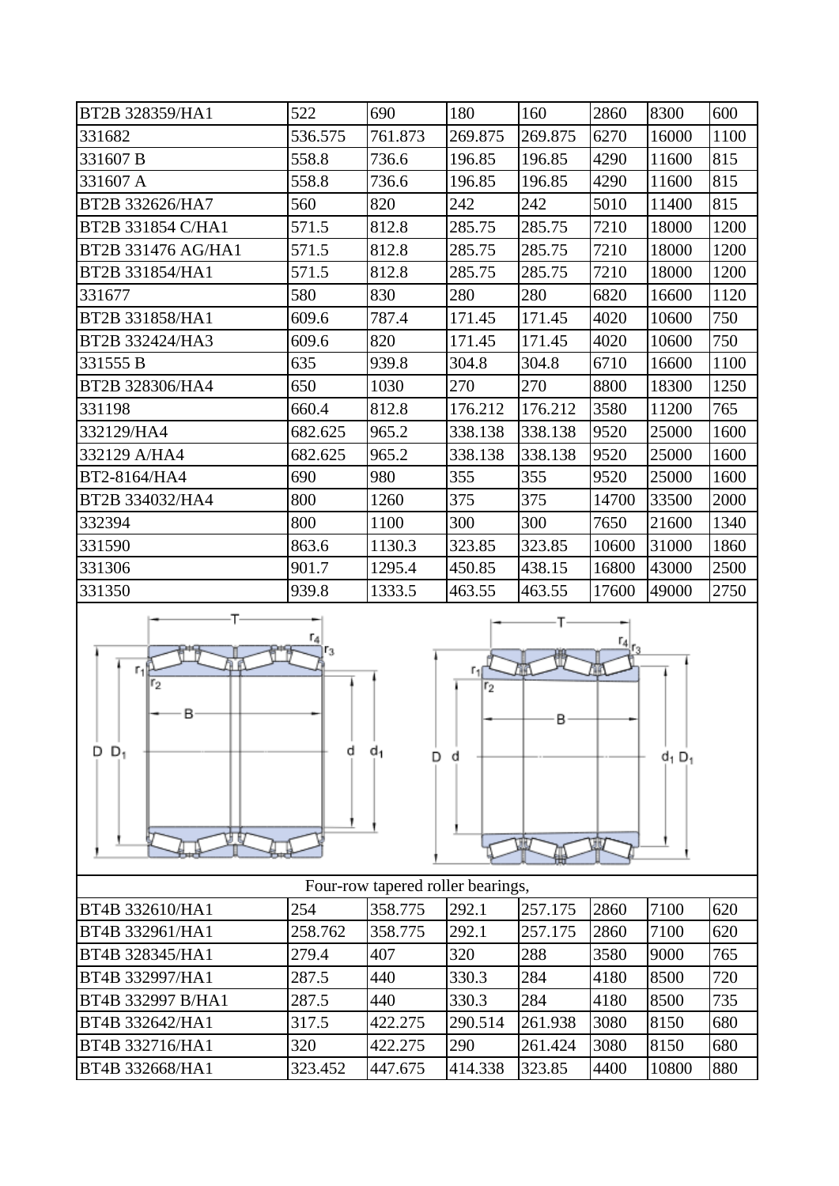| | | | | | | | |
|---|---|---|---|---|---|---|---|
| BT2B 328359/HA1 | 522 | 690 | 180 | 160 | 2860 | 8300 | 600 |
| 331682 | 536.575 | 761.873 | 269.875 | 269.875 | 6270 | 16000 | 1100 |
| 331607 B | 558.8 | 736.6 | 196.85 | 196.85 | 4290 | 11600 | 815 |
| 331607 A | 558.8 | 736.6 | 196.85 | 196.85 | 4290 | 11600 | 815 |
| BT2B 332626/HA7 | 560 | 820 | 242 | 242 | 5010 | 11400 | 815 |
| BT2B 331854 C/HA1 | 571.5 | 812.8 | 285.75 | 285.75 | 7210 | 18000 | 1200 |
| BT2B 331476 AG/HA1 | 571.5 | 812.8 | 285.75 | 285.75 | 7210 | 18000 | 1200 |
| BT2B 331854/HA1 | 571.5 | 812.8 | 285.75 | 285.75 | 7210 | 18000 | 1200 |
| 331677 | 580 | 830 | 280 | 280 | 6820 | 16600 | 1120 |
| BT2B 331858/HA1 | 609.6 | 787.4 | 171.45 | 171.45 | 4020 | 10600 | 750 |
| BT2B 332424/HA3 | 609.6 | 820 | 171.45 | 171.45 | 4020 | 10600 | 750 |
| 331555 B | 635 | 939.8 | 304.8 | 304.8 | 6710 | 16600 | 1100 |
| BT2B 328306/HA4 | 650 | 1030 | 270 | 270 | 8800 | 18300 | 1250 |
| 331198 | 660.4 | 812.8 | 176.212 | 176.212 | 3580 | 11200 | 765 |
| 332129/HA4 | 682.625 | 965.2 | 338.138 | 338.138 | 9520 | 25000 | 1600 |
| 332129 A/HA4 | 682.625 | 965.2 | 338.138 | 338.138 | 9520 | 25000 | 1600 |
| BT2-8164/HA4 | 690 | 980 | 355 | 355 | 9520 | 25000 | 1600 |
| BT2B 334032/HA4 | 800 | 1260 | 375 | 375 | 14700 | 33500 | 2000 |
| 332394 | 800 | 1100 | 300 | 300 | 7650 | 21600 | 1340 |
| 331590 | 863.6 | 1130.3 | 323.85 | 323.85 | 10600 | 31000 | 1860 |
| 331306 | 901.7 | 1295.4 | 450.85 | 438.15 | 16800 | 43000 | 2500 |
| 331350 | 939.8 | 1333.5 | 463.55 | 463.55 | 17600 | 49000 | 2750 |

Four-row tapered roller bearings,

| | | | | | | | |
|---|---|---|---|---|---|---|---|
| BT4B 332610/HA1 | 254 | 358.775 | 292.1 | 257.175 | 2860 | 7100 | 620 |
| BT4B 332961/HA1 | 258.762 | 358.775 | 292.1 | 257.175 | 2860 | 7100 | 620 |
| BT4B 328345/HA1 | 279.4 | 407 | 320 | 288 | 3580 | 9000 | 765 |
| BT4B 332997/HA1 | 287.5 | 440 | 330.3 | 284 | 4180 | 8500 | 720 |
| BT4B 332997 B/HA1 | 287.5 | 440 | 330.3 | 284 | 4180 | 8500 | 735 |
| BT4B 332642/HA1 | 317.5 | 422.275 | 290.514 | 261.938 | 3080 | 8150 | 680 |
| BT4B 332716/HA1 | 320 | 422.275 | 290 | 261.424 | 3080 | 8150 | 680 |
| BT4B 332668/HA1 | 323.452 | 447.675 | 414.338 | 323.85 | 4400 | 10800 | 880 |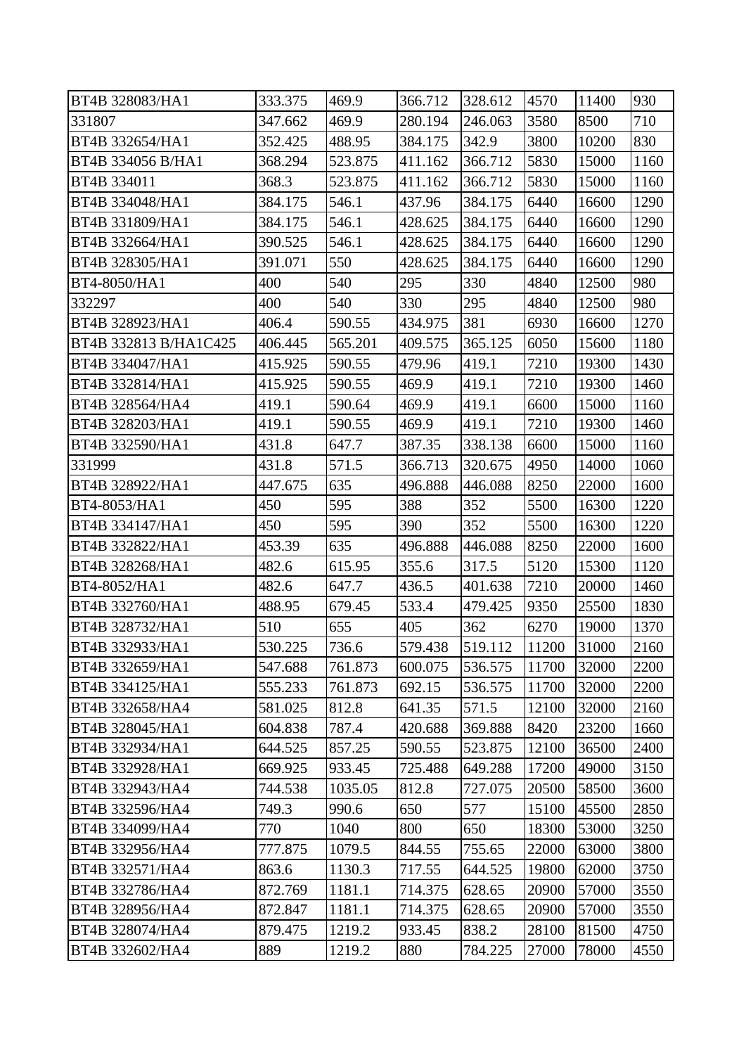| | | | | | | | |
|---|---|---|---|---|---|---|---|
| BT4B 328083/HA1 | 333.375 | 469.9 | 366.712 | 328.612 | 4570 | 11400 | 930 |
| 331807 | 347.662 | 469.9 | 280.194 | 246.063 | 3580 | 8500 | 710 |
| BT4B 332654/HA1 | 352.425 | 488.95 | 384.175 | 342.9 | 3800 | 10200 | 830 |
| BT4B 334056 B/HA1 | 368.294 | 523.875 | 411.162 | 366.712 | 5830 | 15000 | 1160 |
| BT4B 334011 | 368.3 | 523.875 | 411.162 | 366.712 | 5830 | 15000 | 1160 |
| BT4B 334048/HA1 | 384.175 | 546.1 | 437.96 | 384.175 | 6440 | 16600 | 1290 |
| BT4B 331809/HA1 | 384.175 | 546.1 | 428.625 | 384.175 | 6440 | 16600 | 1290 |
| BT4B 332664/HA1 | 390.525 | 546.1 | 428.625 | 384.175 | 6440 | 16600 | 1290 |
| BT4B 328305/HA1 | 391.071 | 550 | 428.625 | 384.175 | 6440 | 16600 | 1290 |
| BT4-8050/HA1 | 400 | 540 | 295 | 330 | 4840 | 12500 | 980 |
| 332297 | 400 | 540 | 330 | 295 | 4840 | 12500 | 980 |
| BT4B 328923/HA1 | 406.4 | 590.55 | 434.975 | 381 | 6930 | 16600 | 1270 |
| BT4B 332813 B/HA1C425 | 406.445 | 565.201 | 409.575 | 365.125 | 6050 | 15600 | 1180 |
| BT4B 334047/HA1 | 415.925 | 590.55 | 479.96 | 419.1 | 7210 | 19300 | 1430 |
| BT4B 332814/HA1 | 415.925 | 590.55 | 469.9 | 419.1 | 7210 | 19300 | 1460 |
| BT4B 328564/HA4 | 419.1 | 590.64 | 469.9 | 419.1 | 6600 | 15000 | 1160 |
| BT4B 328203/HA1 | 419.1 | 590.55 | 469.9 | 419.1 | 7210 | 19300 | 1460 |
| BT4B 332590/HA1 | 431.8 | 647.7 | 387.35 | 338.138 | 6600 | 15000 | 1160 |
| 331999 | 431.8 | 571.5 | 366.713 | 320.675 | 4950 | 14000 | 1060 |
| BT4B 328922/HA1 | 447.675 | 635 | 496.888 | 446.088 | 8250 | 22000 | 1600 |
| BT4-8053/HA1 | 450 | 595 | 388 | 352 | 5500 | 16300 | 1220 |
| BT4B 334147/HA1 | 450 | 595 | 390 | 352 | 5500 | 16300 | 1220 |
| BT4B 332822/HA1 | 453.39 | 635 | 496.888 | 446.088 | 8250 | 22000 | 1600 |
| BT4B 328268/HA1 | 482.6 | 615.95 | 355.6 | 317.5 | 5120 | 15300 | 1120 |
| BT4-8052/HA1 | 482.6 | 647.7 | 436.5 | 401.638 | 7210 | 20000 | 1460 |
| BT4B 332760/HA1 | 488.95 | 679.45 | 533.4 | 479.425 | 9350 | 25500 | 1830 |
| BT4B 328732/HA1 | 510 | 655 | 405 | 362 | 6270 | 19000 | 1370 |
| BT4B 332933/HA1 | 530.225 | 736.6 | 579.438 | 519.112 | 11200 | 31000 | 2160 |
| BT4B 332659/HA1 | 547.688 | 761.873 | 600.075 | 536.575 | 11700 | 32000 | 2200 |
| BT4B 334125/HA1 | 555.233 | 761.873 | 692.15 | 536.575 | 11700 | 32000 | 2200 |
| BT4B 332658/HA4 | 581.025 | 812.8 | 641.35 | 571.5 | 12100 | 32000 | 2160 |
| BT4B 328045/HA1 | 604.838 | 787.4 | 420.688 | 369.888 | 8420 | 23200 | 1660 |
| BT4B 332934/HA1 | 644.525 | 857.25 | 590.55 | 523.875 | 12100 | 36500 | 2400 |
| BT4B 332928/HA1 | 669.925 | 933.45 | 725.488 | 649.288 | 17200 | 49000 | 3150 |
| BT4B 332943/HA4 | 744.538 | 1035.05 | 812.8 | 727.075 | 20500 | 58500 | 3600 |
| BT4B 332596/HA4 | 749.3 | 990.6 | 650 | 577 | 15100 | 45500 | 2850 |
| BT4B 334099/HA4 | 770 | 1040 | 800 | 650 | 18300 | 53000 | 3250 |
| BT4B 332956/HA4 | 777.875 | 1079.5 | 844.55 | 755.65 | 22000 | 63000 | 3800 |
| BT4B 332571/HA4 | 863.6 | 1130.3 | 717.55 | 644.525 | 19800 | 62000 | 3750 |
| BT4B 332786/HA4 | 872.769 | 1181.1 | 714.375 | 628.65 | 20900 | 57000 | 3550 |
| BT4B 328956/HA4 | 872.847 | 1181.1 | 714.375 | 628.65 | 20900 | 57000 | 3550 |
| BT4B 328074/HA4 | 879.475 | 1219.2 | 933.45 | 838.2 | 28100 | 81500 | 4750 |
| BT4B 332602/HA4 | 889 | 1219.2 | 880 | 784.225 | 27000 | 78000 | 4550 |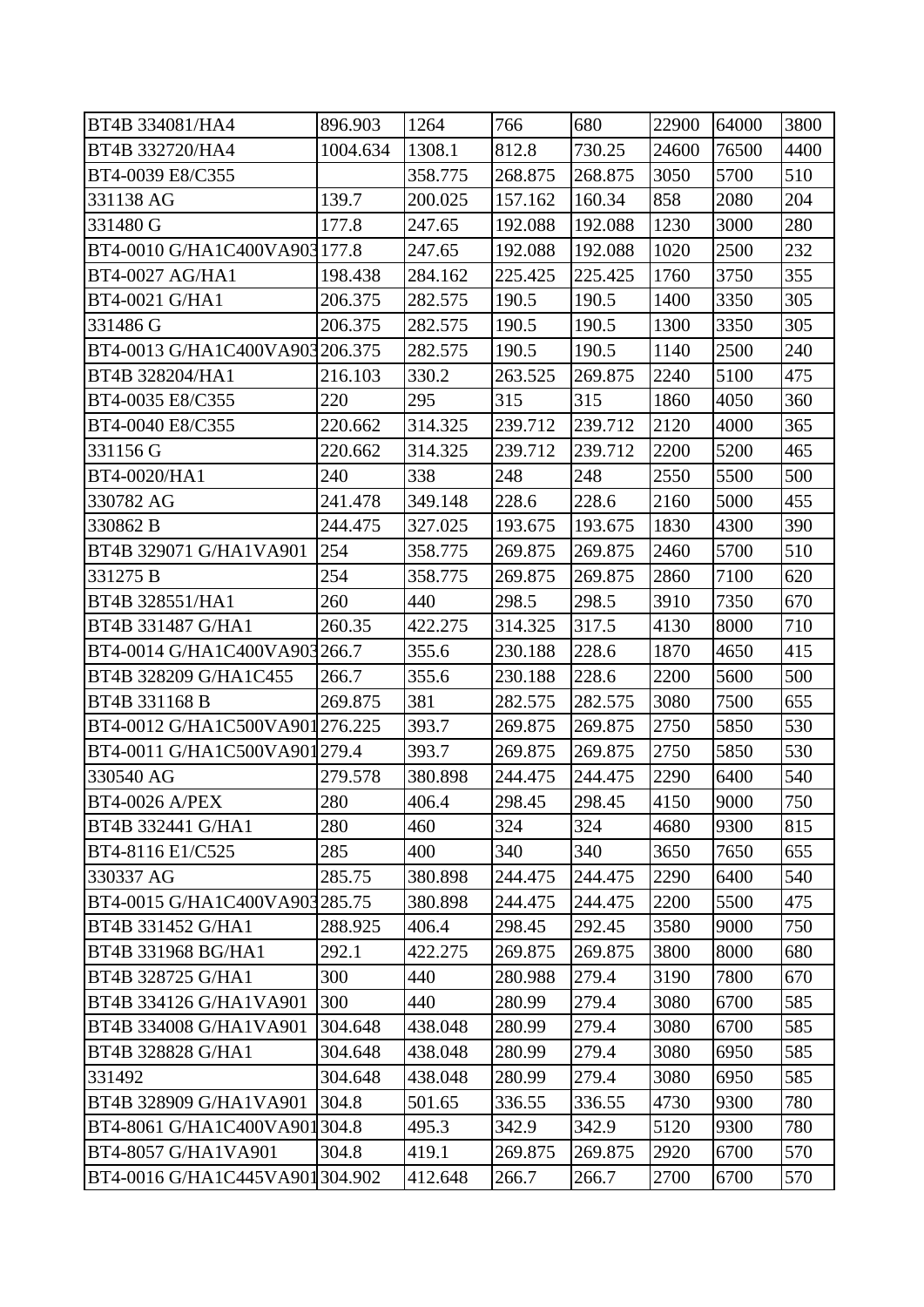| | | | | | | | |
|---|---|---|---|---|---|---|---|
| BT4B 334081/HA4 | 896.903 | 1264 | 766 | 680 | 22900 | 64000 | 3800 |
| BT4B 332720/HA4 | 1004.634 | 1308.1 | 812.8 | 730.25 | 24600 | 76500 | 4400 |
| BT4-0039 E8/C355 | | 358.775 | 268.875 | 268.875 | 3050 | 5700 | 510 |
| 331138 AG | 139.7 | 200.025 | 157.162 | 160.34 | 858 | 2080 | 204 |
| 331480 G | 177.8 | 247.65 | 192.088 | 192.088 | 1230 | 3000 | 280 |
| BT4-0010 G/HA1C400VA903 | 177.8 | 247.65 | 192.088 | 192.088 | 1020 | 2500 | 232 |
| BT4-0027 AG/HA1 | 198.438 | 284.162 | 225.425 | 225.425 | 1760 | 3750 | 355 |
| BT4-0021 G/HA1 | 206.375 | 282.575 | 190.5 | 190.5 | 1400 | 3350 | 305 |
| 331486 G | 206.375 | 282.575 | 190.5 | 190.5 | 1300 | 3350 | 305 |
| BT4-0013 G/HA1C400VA903 | 206.375 | 282.575 | 190.5 | 190.5 | 1140 | 2500 | 240 |
| BT4B 328204/HA1 | 216.103 | 330.2 | 263.525 | 269.875 | 2240 | 5100 | 475 |
| BT4-0035 E8/C355 | 220 | 295 | 315 | 315 | 1860 | 4050 | 360 |
| BT4-0040 E8/C355 | 220.662 | 314.325 | 239.712 | 239.712 | 2120 | 4000 | 365 |
| 331156 G | 220.662 | 314.325 | 239.712 | 239.712 | 2200 | 5200 | 465 |
| BT4-0020/HA1 | 240 | 338 | 248 | 248 | 2550 | 5500 | 500 |
| 330782 AG | 241.478 | 349.148 | 228.6 | 228.6 | 2160 | 5000 | 455 |
| 330862 B | 244.475 | 327.025 | 193.675 | 193.675 | 1830 | 4300 | 390 |
| BT4B 329071 G/HA1VA901 | 254 | 358.775 | 269.875 | 269.875 | 2460 | 5700 | 510 |
| 331275 B | 254 | 358.775 | 269.875 | 269.875 | 2860 | 7100 | 620 |
| BT4B 328551/HA1 | 260 | 440 | 298.5 | 298.5 | 3910 | 7350 | 670 |
| BT4B 331487 G/HA1 | 260.35 | 422.275 | 314.325 | 317.5 | 4130 | 8000 | 710 |
| BT4-0014 G/HA1C400VA903 | 266.7 | 355.6 | 230.188 | 228.6 | 1870 | 4650 | 415 |
| BT4B 328209 G/HA1C455 | 266.7 | 355.6 | 230.188 | 228.6 | 2200 | 5600 | 500 |
| BT4B 331168 B | 269.875 | 381 | 282.575 | 282.575 | 3080 | 7500 | 655 |
| BT4-0012 G/HA1C500VA901 | 276.225 | 393.7 | 269.875 | 269.875 | 2750 | 5850 | 530 |
| BT4-0011 G/HA1C500VA901 | 279.4 | 393.7 | 269.875 | 269.875 | 2750 | 5850 | 530 |
| 330540 AG | 279.578 | 380.898 | 244.475 | 244.475 | 2290 | 6400 | 540 |
| BT4-0026 A/PEX | 280 | 406.4 | 298.45 | 298.45 | 4150 | 9000 | 750 |
| BT4B 332441 G/HA1 | 280 | 460 | 324 | 324 | 4680 | 9300 | 815 |
| BT4-8116 E1/C525 | 285 | 400 | 340 | 340 | 3650 | 7650 | 655 |
| 330337 AG | 285.75 | 380.898 | 244.475 | 244.475 | 2290 | 6400 | 540 |
| BT4-0015 G/HA1C400VA903 | 285.75 | 380.898 | 244.475 | 244.475 | 2200 | 5500 | 475 |
| BT4B 331452 G/HA1 | 288.925 | 406.4 | 298.45 | 292.45 | 3580 | 9000 | 750 |
| BT4B 331968 BG/HA1 | 292.1 | 422.275 | 269.875 | 269.875 | 3800 | 8000 | 680 |
| BT4B 328725 G/HA1 | 300 | 440 | 280.988 | 279.4 | 3190 | 7800 | 670 |
| BT4B 334126 G/HA1VA901 | 300 | 440 | 280.99 | 279.4 | 3080 | 6700 | 585 |
| BT4B 334008 G/HA1VA901 | 304.648 | 438.048 | 280.99 | 279.4 | 3080 | 6700 | 585 |
| BT4B 328828 G/HA1 | 304.648 | 438.048 | 280.99 | 279.4 | 3080 | 6950 | 585 |
| 331492 | 304.648 | 438.048 | 280.99 | 279.4 | 3080 | 6950 | 585 |
| BT4B 328909 G/HA1VA901 | 304.8 | 501.65 | 336.55 | 336.55 | 4730 | 9300 | 780 |
| BT4-8061 G/HA1C400VA901 | 304.8 | 495.3 | 342.9 | 342.9 | 5120 | 9300 | 780 |
| BT4-8057 G/HA1VA901 | 304.8 | 419.1 | 269.875 | 269.875 | 2920 | 6700 | 570 |
| BT4-0016 G/HA1C445VA901 | 304.902 | 412.648 | 266.7 | 266.7 | 2700 | 6700 | 570 |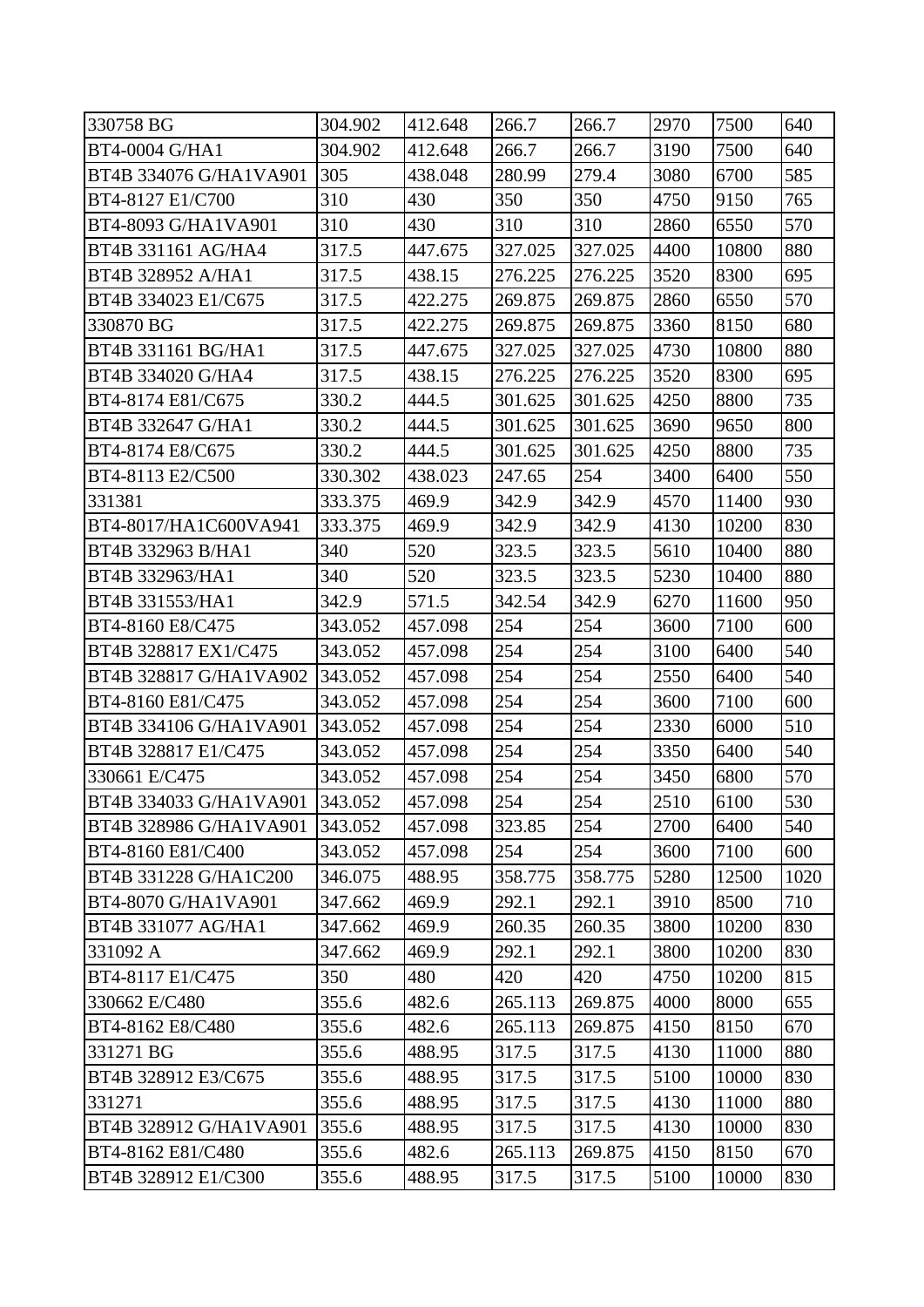| | | | | | | | |
|---|---|---|---|---|---|---|---|
| 330758 BG | 304.902 | 412.648 | 266.7 | 266.7 | 2970 | 7500 | 640 |
| BT4-0004 G/HA1 | 304.902 | 412.648 | 266.7 | 266.7 | 3190 | 7500 | 640 |
| BT4B 334076 G/HA1VA901 | 305 | 438.048 | 280.99 | 279.4 | 3080 | 6700 | 585 |
| BT4-8127 E1/C700 | 310 | 430 | 350 | 350 | 4750 | 9150 | 765 |
| BT4-8093 G/HA1VA901 | 310 | 430 | 310 | 310 | 2860 | 6550 | 570 |
| BT4B 331161 AG/HA4 | 317.5 | 447.675 | 327.025 | 327.025 | 4400 | 10800 | 880 |
| BT4B 328952 A/HA1 | 317.5 | 438.15 | 276.225 | 276.225 | 3520 | 8300 | 695 |
| BT4B 334023 E1/C675 | 317.5 | 422.275 | 269.875 | 269.875 | 2860 | 6550 | 570 |
| 330870 BG | 317.5 | 422.275 | 269.875 | 269.875 | 3360 | 8150 | 680 |
| BT4B 331161 BG/HA1 | 317.5 | 447.675 | 327.025 | 327.025 | 4730 | 10800 | 880 |
| BT4B 334020 G/HA4 | 317.5 | 438.15 | 276.225 | 276.225 | 3520 | 8300 | 695 |
| BT4-8174 E81/C675 | 330.2 | 444.5 | 301.625 | 301.625 | 4250 | 8800 | 735 |
| BT4B 332647 G/HA1 | 330.2 | 444.5 | 301.625 | 301.625 | 3690 | 9650 | 800 |
| BT4-8174 E8/C675 | 330.2 | 444.5 | 301.625 | 301.625 | 4250 | 8800 | 735 |
| BT4-8113 E2/C500 | 330.302 | 438.023 | 247.65 | 254 | 3400 | 6400 | 550 |
| 331381 | 333.375 | 469.9 | 342.9 | 342.9 | 4570 | 11400 | 930 |
| BT4-8017/HA1C600VA941 | 333.375 | 469.9 | 342.9 | 342.9 | 4130 | 10200 | 830 |
| BT4B 332963 B/HA1 | 340 | 520 | 323.5 | 323.5 | 5610 | 10400 | 880 |
| BT4B 332963/HA1 | 340 | 520 | 323.5 | 323.5 | 5230 | 10400 | 880 |
| BT4B 331553/HA1 | 342.9 | 571.5 | 342.54 | 342.9 | 6270 | 11600 | 950 |
| BT4-8160 E8/C475 | 343.052 | 457.098 | 254 | 254 | 3600 | 7100 | 600 |
| BT4B 328817 EX1/C475 | 343.052 | 457.098 | 254 | 254 | 3100 | 6400 | 540 |
| BT4B 328817 G/HA1VA902 | 343.052 | 457.098 | 254 | 254 | 2550 | 6400 | 540 |
| BT4-8160 E81/C475 | 343.052 | 457.098 | 254 | 254 | 3600 | 7100 | 600 |
| BT4B 334106 G/HA1VA901 | 343.052 | 457.098 | 254 | 254 | 2330 | 6000 | 510 |
| BT4B 328817 E1/C475 | 343.052 | 457.098 | 254 | 254 | 3350 | 6400 | 540 |
| 330661 E/C475 | 343.052 | 457.098 | 254 | 254 | 3450 | 6800 | 570 |
| BT4B 334033 G/HA1VA901 | 343.052 | 457.098 | 254 | 254 | 2510 | 6100 | 530 |
| BT4B 328986 G/HA1VA901 | 343.052 | 457.098 | 323.85 | 254 | 2700 | 6400 | 540 |
| BT4-8160 E81/C400 | 343.052 | 457.098 | 254 | 254 | 3600 | 7100 | 600 |
| BT4B 331228 G/HA1C200 | 346.075 | 488.95 | 358.775 | 358.775 | 5280 | 12500 | 1020 |
| BT4-8070 G/HA1VA901 | 347.662 | 469.9 | 292.1 | 292.1 | 3910 | 8500 | 710 |
| BT4B 331077 AG/HA1 | 347.662 | 469.9 | 260.35 | 260.35 | 3800 | 10200 | 830 |
| 331092 A | 347.662 | 469.9 | 292.1 | 292.1 | 3800 | 10200 | 830 |
| BT4-8117 E1/C475 | 350 | 480 | 420 | 420 | 4750 | 10200 | 815 |
| 330662 E/C480 | 355.6 | 482.6 | 265.113 | 269.875 | 4000 | 8000 | 655 |
| BT4-8162 E8/C480 | 355.6 | 482.6 | 265.113 | 269.875 | 4150 | 8150 | 670 |
| 331271 BG | 355.6 | 488.95 | 317.5 | 317.5 | 4130 | 11000 | 880 |
| BT4B 328912 E3/C675 | 355.6 | 488.95 | 317.5 | 317.5 | 5100 | 10000 | 830 |
| 331271 | 355.6 | 488.95 | 317.5 | 317.5 | 4130 | 11000 | 880 |
| BT4B 328912 G/HA1VA901 | 355.6 | 488.95 | 317.5 | 317.5 | 4130 | 10000 | 830 |
| BT4-8162 E81/C480 | 355.6 | 482.6 | 265.113 | 269.875 | 4150 | 8150 | 670 |
| BT4B 328912 E1/C300 | 355.6 | 488.95 | 317.5 | 317.5 | 5100 | 10000 | 830 |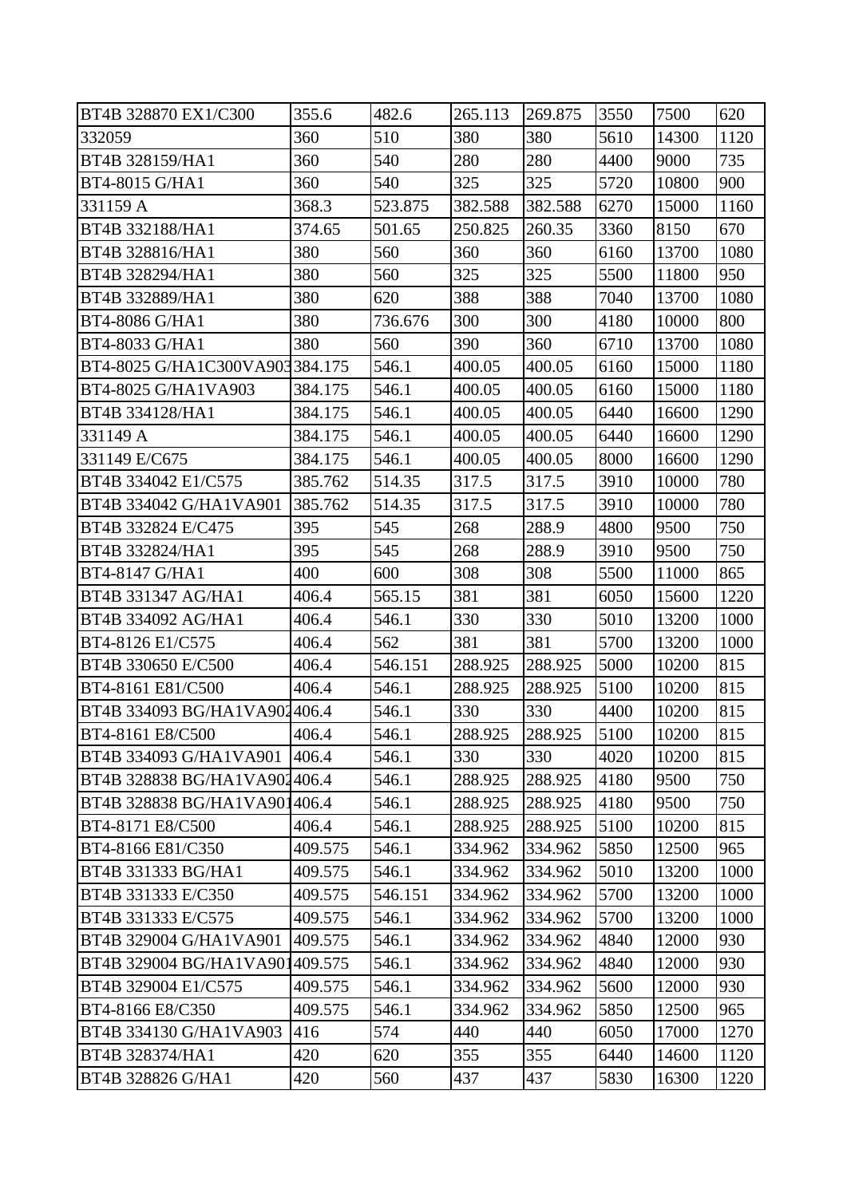| | | | | | | | |
|---|---|---|---|---|---|---|---|
| BT4B 328870 EX1/C300 | 355.6 | 482.6 | 265.113 | 269.875 | 3550 | 7500 | 620 |
| 332059 | 360 | 510 | 380 | 380 | 5610 | 14300 | 1120 |
| BT4B 328159/HA1 | 360 | 540 | 280 | 280 | 4400 | 9000 | 735 |
| BT4-8015 G/HA1 | 360 | 540 | 325 | 325 | 5720 | 10800 | 900 |
| 331159 A | 368.3 | 523.875 | 382.588 | 382.588 | 6270 | 15000 | 1160 |
| BT4B 332188/HA1 | 374.65 | 501.65 | 250.825 | 260.35 | 3360 | 8150 | 670 |
| BT4B 328816/HA1 | 380 | 560 | 360 | 360 | 6160 | 13700 | 1080 |
| BT4B 328294/HA1 | 380 | 560 | 325 | 325 | 5500 | 11800 | 950 |
| BT4B 332889/HA1 | 380 | 620 | 388 | 388 | 7040 | 13700 | 1080 |
| BT4-8086 G/HA1 | 380 | 736.676 | 300 | 300 | 4180 | 10000 | 800 |
| BT4-8033 G/HA1 | 380 | 560 | 390 | 360 | 6710 | 13700 | 1080 |
| BT4-8025 G/HA1C300VA903 | 384.175 | 546.1 | 400.05 | 400.05 | 6160 | 15000 | 1180 |
| BT4-8025 G/HA1VA903 | 384.175 | 546.1 | 400.05 | 400.05 | 6160 | 15000 | 1180 |
| BT4B 334128/HA1 | 384.175 | 546.1 | 400.05 | 400.05 | 6440 | 16600 | 1290 |
| 331149 A | 384.175 | 546.1 | 400.05 | 400.05 | 6440 | 16600 | 1290 |
| 331149 E/C675 | 384.175 | 546.1 | 400.05 | 400.05 | 8000 | 16600 | 1290 |
| BT4B 334042 E1/C575 | 385.762 | 514.35 | 317.5 | 317.5 | 3910 | 10000 | 780 |
| BT4B 334042 G/HA1VA901 | 385.762 | 514.35 | 317.5 | 317.5 | 3910 | 10000 | 780 |
| BT4B 332824 E/C475 | 395 | 545 | 268 | 288.9 | 4800 | 9500 | 750 |
| BT4B 332824/HA1 | 395 | 545 | 268 | 288.9 | 3910 | 9500 | 750 |
| BT4-8147 G/HA1 | 400 | 600 | 308 | 308 | 5500 | 11000 | 865 |
| BT4B 331347 AG/HA1 | 406.4 | 565.15 | 381 | 381 | 6050 | 15600 | 1220 |
| BT4B 334092 AG/HA1 | 406.4 | 546.1 | 330 | 330 | 5010 | 13200 | 1000 |
| BT4-8126 E1/C575 | 406.4 | 562 | 381 | 381 | 5700 | 13200 | 1000 |
| BT4B 330650 E/C500 | 406.4 | 546.151 | 288.925 | 288.925 | 5000 | 10200 | 815 |
| BT4-8161 E81/C500 | 406.4 | 546.1 | 288.925 | 288.925 | 5100 | 10200 | 815 |
| BT4B 334093 BG/HA1VA902 | 406.4 | 546.1 | 330 | 330 | 4400 | 10200 | 815 |
| BT4-8161 E8/C500 | 406.4 | 546.1 | 288.925 | 288.925 | 5100 | 10200 | 815 |
| BT4B 334093 G/HA1VA901 | 406.4 | 546.1 | 330 | 330 | 4020 | 10200 | 815 |
| BT4B 328838 BG/HA1VA902 | 406.4 | 546.1 | 288.925 | 288.925 | 4180 | 9500 | 750 |
| BT4B 328838 BG/HA1VA901 | 406.4 | 546.1 | 288.925 | 288.925 | 4180 | 9500 | 750 |
| BT4-8171 E8/C500 | 406.4 | 546.1 | 288.925 | 288.925 | 5100 | 10200 | 815 |
| BT4-8166 E81/C350 | 409.575 | 546.1 | 334.962 | 334.962 | 5850 | 12500 | 965 |
| BT4B 331333 BG/HA1 | 409.575 | 546.1 | 334.962 | 334.962 | 5010 | 13200 | 1000 |
| BT4B 331333 E/C350 | 409.575 | 546.151 | 334.962 | 334.962 | 5700 | 13200 | 1000 |
| BT4B 331333 E/C575 | 409.575 | 546.1 | 334.962 | 334.962 | 5700 | 13200 | 1000 |
| BT4B 329004 G/HA1VA901 | 409.575 | 546.1 | 334.962 | 334.962 | 4840 | 12000 | 930 |
| BT4B 329004 BG/HA1VA901 | 409.575 | 546.1 | 334.962 | 334.962 | 4840 | 12000 | 930 |
| BT4B 329004 E1/C575 | 409.575 | 546.1 | 334.962 | 334.962 | 5600 | 12000 | 930 |
| BT4-8166 E8/C350 | 409.575 | 546.1 | 334.962 | 334.962 | 5850 | 12500 | 965 |
| BT4B 334130 G/HA1VA903 | 416 | 574 | 440 | 440 | 6050 | 17000 | 1270 |
| BT4B 328374/HA1 | 420 | 620 | 355 | 355 | 6440 | 14600 | 1120 |
| BT4B 328826 G/HA1 | 420 | 560 | 437 | 437 | 5830 | 16300 | 1220 |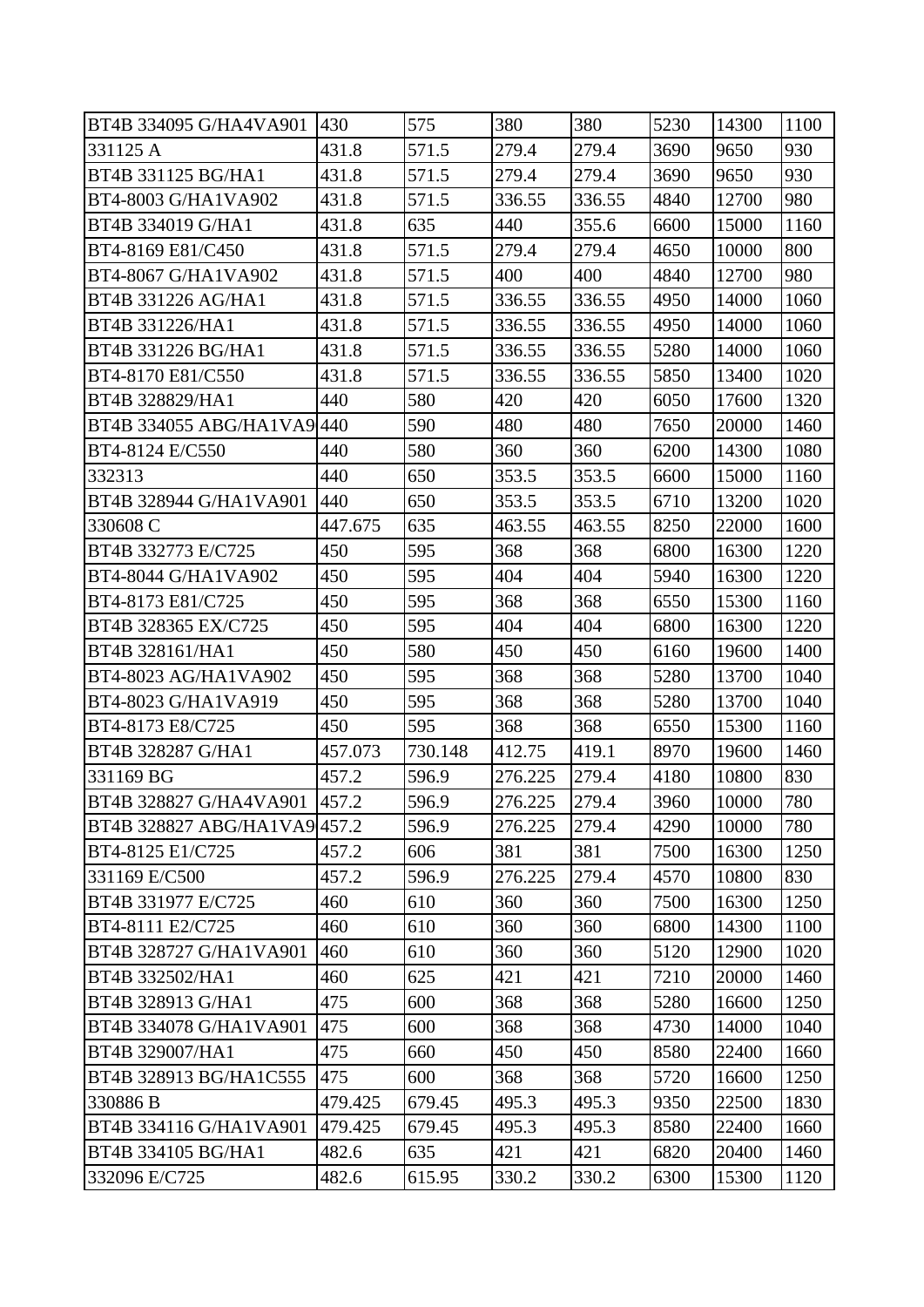| | | | | | | | |
|---|---|---|---|---|---|---|---|
| BT4B 334095 G/HA4VA901 | 430 | 575 | 380 | 380 | 5230 | 14300 | 1100 |
| 331125 A | 431.8 | 571.5 | 279.4 | 279.4 | 3690 | 9650 | 930 |
| BT4B 331125 BG/HA1 | 431.8 | 571.5 | 279.4 | 279.4 | 3690 | 9650 | 930 |
| BT4-8003 G/HA1VA902 | 431.8 | 571.5 | 336.55 | 336.55 | 4840 | 12700 | 980 |
| BT4B 334019 G/HA1 | 431.8 | 635 | 440 | 355.6 | 6600 | 15000 | 1160 |
| BT4-8169 E81/C450 | 431.8 | 571.5 | 279.4 | 279.4 | 4650 | 10000 | 800 |
| BT4-8067 G/HA1VA902 | 431.8 | 571.5 | 400 | 400 | 4840 | 12700 | 980 |
| BT4B 331226 AG/HA1 | 431.8 | 571.5 | 336.55 | 336.55 | 4950 | 14000 | 1060 |
| BT4B 331226/HA1 | 431.8 | 571.5 | 336.55 | 336.55 | 4950 | 14000 | 1060 |
| BT4B 331226 BG/HA1 | 431.8 | 571.5 | 336.55 | 336.55 | 5280 | 14000 | 1060 |
| BT4-8170 E81/C550 | 431.8 | 571.5 | 336.55 | 336.55 | 5850 | 13400 | 1020 |
| BT4B 328829/HA1 | 440 | 580 | 420 | 420 | 6050 | 17600 | 1320 |
| BT4B 334055 ABG/HA1VA9 | 440 | 590 | 480 | 480 | 7650 | 20000 | 1460 |
| BT4-8124 E/C550 | 440 | 580 | 360 | 360 | 6200 | 14300 | 1080 |
| 332313 | 440 | 650 | 353.5 | 353.5 | 6600 | 15000 | 1160 |
| BT4B 328944 G/HA1VA901 | 440 | 650 | 353.5 | 353.5 | 6710 | 13200 | 1020 |
| 330608 C | 447.675 | 635 | 463.55 | 463.55 | 8250 | 22000 | 1600 |
| BT4B 332773 E/C725 | 450 | 595 | 368 | 368 | 6800 | 16300 | 1220 |
| BT4-8044 G/HA1VA902 | 450 | 595 | 404 | 404 | 5940 | 16300 | 1220 |
| BT4-8173 E81/C725 | 450 | 595 | 368 | 368 | 6550 | 15300 | 1160 |
| BT4B 328365 EX/C725 | 450 | 595 | 404 | 404 | 6800 | 16300 | 1220 |
| BT4B 328161/HA1 | 450 | 580 | 450 | 450 | 6160 | 19600 | 1400 |
| BT4-8023 AG/HA1VA902 | 450 | 595 | 368 | 368 | 5280 | 13700 | 1040 |
| BT4-8023 G/HA1VA919 | 450 | 595 | 368 | 368 | 5280 | 13700 | 1040 |
| BT4-8173 E8/C725 | 450 | 595 | 368 | 368 | 6550 | 15300 | 1160 |
| BT4B 328287 G/HA1 | 457.073 | 730.148 | 412.75 | 419.1 | 8970 | 19600 | 1460 |
| 331169 BG | 457.2 | 596.9 | 276.225 | 279.4 | 4180 | 10800 | 830 |
| BT4B 328827 G/HA4VA901 | 457.2 | 596.9 | 276.225 | 279.4 | 3960 | 10000 | 780 |
| BT4B 328827 ABG/HA1VA9 | 457.2 | 596.9 | 276.225 | 279.4 | 4290 | 10000 | 780 |
| BT4-8125 E1/C725 | 457.2 | 606 | 381 | 381 | 7500 | 16300 | 1250 |
| 331169 E/C500 | 457.2 | 596.9 | 276.225 | 279.4 | 4570 | 10800 | 830 |
| BT4B 331977 E/C725 | 460 | 610 | 360 | 360 | 7500 | 16300 | 1250 |
| BT4-8111 E2/C725 | 460 | 610 | 360 | 360 | 6800 | 14300 | 1100 |
| BT4B 328727 G/HA1VA901 | 460 | 610 | 360 | 360 | 5120 | 12900 | 1020 |
| BT4B 332502/HA1 | 460 | 625 | 421 | 421 | 7210 | 20000 | 1460 |
| BT4B 328913 G/HA1 | 475 | 600 | 368 | 368 | 5280 | 16600 | 1250 |
| BT4B 334078 G/HA1VA901 | 475 | 600 | 368 | 368 | 4730 | 14000 | 1040 |
| BT4B 329007/HA1 | 475 | 660 | 450 | 450 | 8580 | 22400 | 1660 |
| BT4B 328913 BG/HA1C555 | 475 | 600 | 368 | 368 | 5720 | 16600 | 1250 |
| 330886 B | 479.425 | 679.45 | 495.3 | 495.3 | 9350 | 22500 | 1830 |
| BT4B 334116 G/HA1VA901 | 479.425 | 679.45 | 495.3 | 495.3 | 8580 | 22400 | 1660 |
| BT4B 334105 BG/HA1 | 482.6 | 635 | 421 | 421 | 6820 | 20400 | 1460 |
| 332096 E/C725 | 482.6 | 615.95 | 330.2 | 330.2 | 6300 | 15300 | 1120 |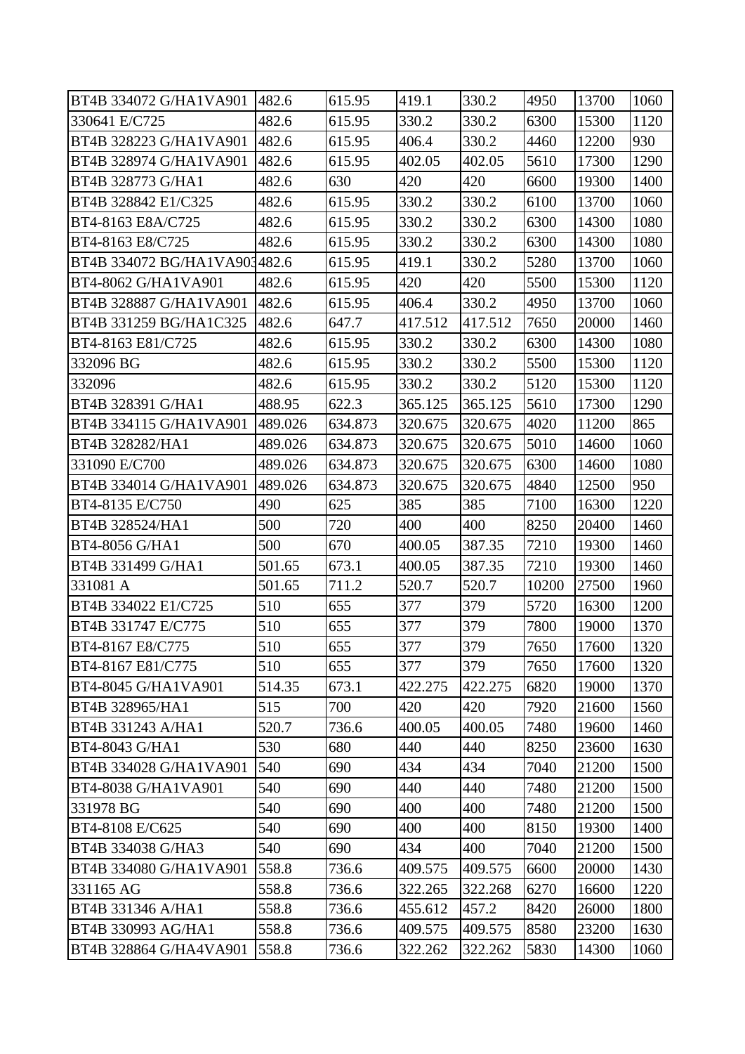| | | | | | | | |
|---|---|---|---|---|---|---|---|
| BT4B 334072 G/HA1VA901 | 482.6 | 615.95 | 419.1 | 330.2 | 4950 | 13700 | 1060 |
| 330641 E/C725 | 482.6 | 615.95 | 330.2 | 330.2 | 6300 | 15300 | 1120 |
| BT4B 328223 G/HA1VA901 | 482.6 | 615.95 | 406.4 | 330.2 | 4460 | 12200 | 930 |
| BT4B 328974 G/HA1VA901 | 482.6 | 615.95 | 402.05 | 402.05 | 5610 | 17300 | 1290 |
| BT4B 328773 G/HA1 | 482.6 | 630 | 420 | 420 | 6600 | 19300 | 1400 |
| BT4B 328842 E1/C325 | 482.6 | 615.95 | 330.2 | 330.2 | 6100 | 13700 | 1060 |
| BT4-8163 E8A/C725 | 482.6 | 615.95 | 330.2 | 330.2 | 6300 | 14300 | 1080 |
| BT4-8163 E8/C725 | 482.6 | 615.95 | 330.2 | 330.2 | 6300 | 14300 | 1080 |
| BT4B 334072 BG/HA1VA903 | 482.6 | 615.95 | 419.1 | 330.2 | 5280 | 13700 | 1060 |
| BT4-8062 G/HA1VA901 | 482.6 | 615.95 | 420 | 420 | 5500 | 15300 | 1120 |
| BT4B 328887 G/HA1VA901 | 482.6 | 615.95 | 406.4 | 330.2 | 4950 | 13700 | 1060 |
| BT4B 331259 BG/HA1C325 | 482.6 | 647.7 | 417.512 | 417.512 | 7650 | 20000 | 1460 |
| BT4-8163 E81/C725 | 482.6 | 615.95 | 330.2 | 330.2 | 6300 | 14300 | 1080 |
| 332096 BG | 482.6 | 615.95 | 330.2 | 330.2 | 5500 | 15300 | 1120 |
| 332096 | 482.6 | 615.95 | 330.2 | 330.2 | 5120 | 15300 | 1120 |
| BT4B 328391 G/HA1 | 488.95 | 622.3 | 365.125 | 365.125 | 5610 | 17300 | 1290 |
| BT4B 334115 G/HA1VA901 | 489.026 | 634.873 | 320.675 | 320.675 | 4020 | 11200 | 865 |
| BT4B 328282/HA1 | 489.026 | 634.873 | 320.675 | 320.675 | 5010 | 14600 | 1060 |
| 331090 E/C700 | 489.026 | 634.873 | 320.675 | 320.675 | 6300 | 14600 | 1080 |
| BT4B 334014 G/HA1VA901 | 489.026 | 634.873 | 320.675 | 320.675 | 4840 | 12500 | 950 |
| BT4-8135 E/C750 | 490 | 625 | 385 | 385 | 7100 | 16300 | 1220 |
| BT4B 328524/HA1 | 500 | 720 | 400 | 400 | 8250 | 20400 | 1460 |
| BT4-8056 G/HA1 | 500 | 670 | 400.05 | 387.35 | 7210 | 19300 | 1460 |
| BT4B 331499 G/HA1 | 501.65 | 673.1 | 400.05 | 387.35 | 7210 | 19300 | 1460 |
| 331081 A | 501.65 | 711.2 | 520.7 | 520.7 | 10200 | 27500 | 1960 |
| BT4B 334022 E1/C725 | 510 | 655 | 377 | 379 | 5720 | 16300 | 1200 |
| BT4B 331747 E/C775 | 510 | 655 | 377 | 379 | 7800 | 19000 | 1370 |
| BT4-8167 E8/C775 | 510 | 655 | 377 | 379 | 7650 | 17600 | 1320 |
| BT4-8167 E81/C775 | 510 | 655 | 377 | 379 | 7650 | 17600 | 1320 |
| BT4-8045 G/HA1VA901 | 514.35 | 673.1 | 422.275 | 422.275 | 6820 | 19000 | 1370 |
| BT4B 328965/HA1 | 515 | 700 | 420 | 420 | 7920 | 21600 | 1560 |
| BT4B 331243 A/HA1 | 520.7 | 736.6 | 400.05 | 400.05 | 7480 | 19600 | 1460 |
| BT4-8043 G/HA1 | 530 | 680 | 440 | 440 | 8250 | 23600 | 1630 |
| BT4B 334028 G/HA1VA901 | 540 | 690 | 434 | 434 | 7040 | 21200 | 1500 |
| BT4-8038 G/HA1VA901 | 540 | 690 | 440 | 440 | 7480 | 21200 | 1500 |
| 331978 BG | 540 | 690 | 400 | 400 | 7480 | 21200 | 1500 |
| BT4-8108 E/C625 | 540 | 690 | 400 | 400 | 8150 | 19300 | 1400 |
| BT4B 334038 G/HA3 | 540 | 690 | 434 | 400 | 7040 | 21200 | 1500 |
| BT4B 334080 G/HA1VA901 | 558.8 | 736.6 | 409.575 | 409.575 | 6600 | 20000 | 1430 |
| 331165 AG | 558.8 | 736.6 | 322.265 | 322.268 | 6270 | 16600 | 1220 |
| BT4B 331346 A/HA1 | 558.8 | 736.6 | 455.612 | 457.2 | 8420 | 26000 | 1800 |
| BT4B 330993 AG/HA1 | 558.8 | 736.6 | 409.575 | 409.575 | 8580 | 23200 | 1630 |
| BT4B 328864 G/HA4VA901 | 558.8 | 736.6 | 322.262 | 322.262 | 5830 | 14300 | 1060 |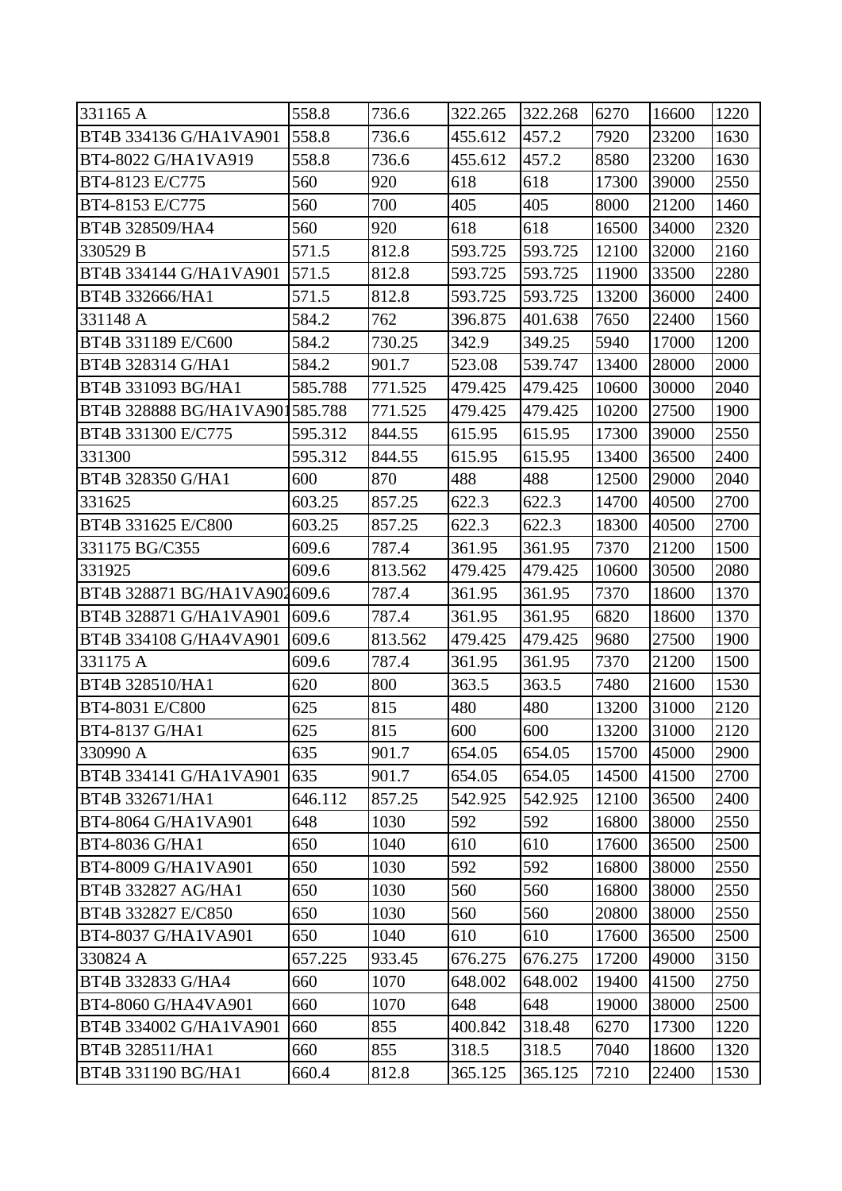| | | | | | | | |
|---|---|---|---|---|---|---|---|
| 331165 A | 558.8 | 736.6 | 322.265 | 322.268 | 6270 | 16600 | 1220 |
| BT4B 334136 G/HA1VA901 | 558.8 | 736.6 | 455.612 | 457.2 | 7920 | 23200 | 1630 |
| BT4-8022 G/HA1VA919 | 558.8 | 736.6 | 455.612 | 457.2 | 8580 | 23200 | 1630 |
| BT4-8123 E/C775 | 560 | 920 | 618 | 618 | 17300 | 39000 | 2550 |
| BT4-8153 E/C775 | 560 | 700 | 405 | 405 | 8000 | 21200 | 1460 |
| BT4B 328509/HA4 | 560 | 920 | 618 | 618 | 16500 | 34000 | 2320 |
| 330529 B | 571.5 | 812.8 | 593.725 | 593.725 | 12100 | 32000 | 2160 |
| BT4B 334144 G/HA1VA901 | 571.5 | 812.8 | 593.725 | 593.725 | 11900 | 33500 | 2280 |
| BT4B 332666/HA1 | 571.5 | 812.8 | 593.725 | 593.725 | 13200 | 36000 | 2400 |
| 331148 A | 584.2 | 762 | 396.875 | 401.638 | 7650 | 22400 | 1560 |
| BT4B 331189 E/C600 | 584.2 | 730.25 | 342.9 | 349.25 | 5940 | 17000 | 1200 |
| BT4B 328314 G/HA1 | 584.2 | 901.7 | 523.08 | 539.747 | 13400 | 28000 | 2000 |
| BT4B 331093 BG/HA1 | 585.788 | 771.525 | 479.425 | 479.425 | 10600 | 30000 | 2040 |
| BT4B 328888 BG/HA1VA901 | 585.788 | 771.525 | 479.425 | 479.425 | 10200 | 27500 | 1900 |
| BT4B 331300 E/C775 | 595.312 | 844.55 | 615.95 | 615.95 | 17300 | 39000 | 2550 |
| 331300 | 595.312 | 844.55 | 615.95 | 615.95 | 13400 | 36500 | 2400 |
| BT4B 328350 G/HA1 | 600 | 870 | 488 | 488 | 12500 | 29000 | 2040 |
| 331625 | 603.25 | 857.25 | 622.3 | 622.3 | 14700 | 40500 | 2700 |
| BT4B 331625 E/C800 | 603.25 | 857.25 | 622.3 | 622.3 | 18300 | 40500 | 2700 |
| 331175 BG/C355 | 609.6 | 787.4 | 361.95 | 361.95 | 7370 | 21200 | 1500 |
| 331925 | 609.6 | 813.562 | 479.425 | 479.425 | 10600 | 30500 | 2080 |
| BT4B 328871 BG/HA1VA902 | 609.6 | 787.4 | 361.95 | 361.95 | 7370 | 18600 | 1370 |
| BT4B 328871 G/HA1VA901 | 609.6 | 787.4 | 361.95 | 361.95 | 6820 | 18600 | 1370 |
| BT4B 334108 G/HA4VA901 | 609.6 | 813.562 | 479.425 | 479.425 | 9680 | 27500 | 1900 |
| 331175 A | 609.6 | 787.4 | 361.95 | 361.95 | 7370 | 21200 | 1500 |
| BT4B 328510/HA1 | 620 | 800 | 363.5 | 363.5 | 7480 | 21600 | 1530 |
| BT4-8031 E/C800 | 625 | 815 | 480 | 480 | 13200 | 31000 | 2120 |
| BT4-8137 G/HA1 | 625 | 815 | 600 | 600 | 13200 | 31000 | 2120 |
| 330990 A | 635 | 901.7 | 654.05 | 654.05 | 15700 | 45000 | 2900 |
| BT4B 334141 G/HA1VA901 | 635 | 901.7 | 654.05 | 654.05 | 14500 | 41500 | 2700 |
| BT4B 332671/HA1 | 646.112 | 857.25 | 542.925 | 542.925 | 12100 | 36500 | 2400 |
| BT4-8064 G/HA1VA901 | 648 | 1030 | 592 | 592 | 16800 | 38000 | 2550 |
| BT4-8036 G/HA1 | 650 | 1040 | 610 | 610 | 17600 | 36500 | 2500 |
| BT4-8009 G/HA1VA901 | 650 | 1030 | 592 | 592 | 16800 | 38000 | 2550 |
| BT4B 332827 AG/HA1 | 650 | 1030 | 560 | 560 | 16800 | 38000 | 2550 |
| BT4B 332827 E/C850 | 650 | 1030 | 560 | 560 | 20800 | 38000 | 2550 |
| BT4-8037 G/HA1VA901 | 650 | 1040 | 610 | 610 | 17600 | 36500 | 2500 |
| 330824 A | 657.225 | 933.45 | 676.275 | 676.275 | 17200 | 49000 | 3150 |
| BT4B 332833 G/HA4 | 660 | 1070 | 648.002 | 648.002 | 19400 | 41500 | 2750 |
| BT4-8060 G/HA4VA901 | 660 | 1070 | 648 | 648 | 19000 | 38000 | 2500 |
| BT4B 334002 G/HA1VA901 | 660 | 855 | 400.842 | 318.48 | 6270 | 17300 | 1220 |
| BT4B 328511/HA1 | 660 | 855 | 318.5 | 318.5 | 7040 | 18600 | 1320 |
| BT4B 331190 BG/HA1 | 660.4 | 812.8 | 365.125 | 365.125 | 7210 | 22400 | 1530 |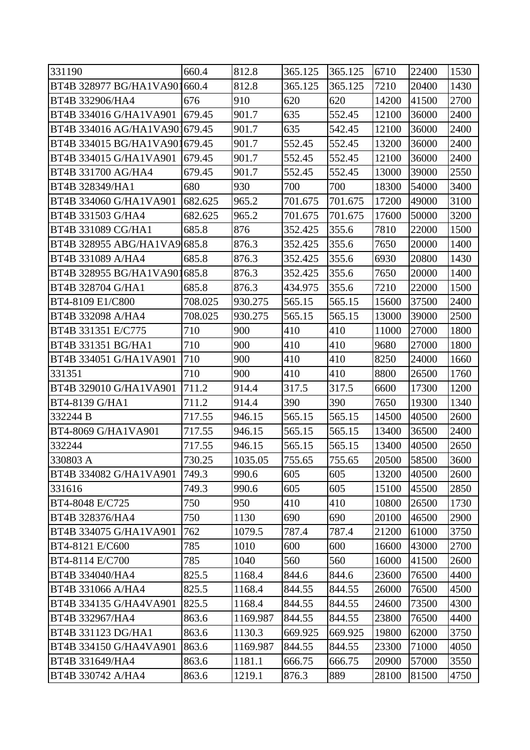| 331190 | 660.4 | 812.8 | 365.125 | 365.125 | 6710 | 22400 | 1530 |
|---|---|---|---|---|---|---|---|
| BT4B 328977 BG/HA1VA901 | 660.4 | 812.8 | 365.125 | 365.125 | 7210 | 20400 | 1430 |
| BT4B 332906/HA4 | 676 | 910 | 620 | 620 | 14200 | 41500 | 2700 |
| BT4B 334016 G/HA1VA901 | 679.45 | 901.7 | 635 | 552.45 | 12100 | 36000 | 2400 |
| BT4B 334016 AG/HA1VA901 | 679.45 | 901.7 | 635 | 542.45 | 12100 | 36000 | 2400 |
| BT4B 334015 BG/HA1VA901 | 679.45 | 901.7 | 552.45 | 552.45 | 13200 | 36000 | 2400 |
| BT4B 334015 G/HA1VA901 | 679.45 | 901.7 | 552.45 | 552.45 | 12100 | 36000 | 2400 |
| BT4B 331700 AG/HA4 | 679.45 | 901.7 | 552.45 | 552.45 | 13000 | 39000 | 2550 |
| BT4B 328349/HA1 | 680 | 930 | 700 | 700 | 18300 | 54000 | 3400 |
| BT4B 334060 G/HA1VA901 | 682.625 | 965.2 | 701.675 | 701.675 | 17200 | 49000 | 3100 |
| BT4B 331503 G/HA4 | 682.625 | 965.2 | 701.675 | 701.675 | 17600 | 50000 | 3200 |
| BT4B 331089 CG/HA1 | 685.8 | 876 | 352.425 | 355.6 | 7810 | 22000 | 1500 |
| BT4B 328955 ABG/HA1VA9 | 685.8 | 876.3 | 352.425 | 355.6 | 7650 | 20000 | 1400 |
| BT4B 331089 A/HA4 | 685.8 | 876.3 | 352.425 | 355.6 | 6930 | 20800 | 1430 |
| BT4B 328955 BG/HA1VA901 | 685.8 | 876.3 | 352.425 | 355.6 | 7650 | 20000 | 1400 |
| BT4B 328704 G/HA1 | 685.8 | 876.3 | 434.975 | 355.6 | 7210 | 22000 | 1500 |
| BT4-8109 E1/C800 | 708.025 | 930.275 | 565.15 | 565.15 | 15600 | 37500 | 2400 |
| BT4B 332098 A/HA4 | 708.025 | 930.275 | 565.15 | 565.15 | 13000 | 39000 | 2500 |
| BT4B 331351 E/C775 | 710 | 900 | 410 | 410 | 11000 | 27000 | 1800 |
| BT4B 331351 BG/HA1 | 710 | 900 | 410 | 410 | 9680 | 27000 | 1800 |
| BT4B 334051 G/HA1VA901 | 710 | 900 | 410 | 410 | 8250 | 24000 | 1660 |
| 331351 | 710 | 900 | 410 | 410 | 8800 | 26500 | 1760 |
| BT4B 329010 G/HA1VA901 | 711.2 | 914.4 | 317.5 | 317.5 | 6600 | 17300 | 1200 |
| BT4-8139 G/HA1 | 711.2 | 914.4 | 390 | 390 | 7650 | 19300 | 1340 |
| 332244 B | 717.55 | 946.15 | 565.15 | 565.15 | 14500 | 40500 | 2600 |
| BT4-8069 G/HA1VA901 | 717.55 | 946.15 | 565.15 | 565.15 | 13400 | 36500 | 2400 |
| 332244 | 717.55 | 946.15 | 565.15 | 565.15 | 13400 | 40500 | 2650 |
| 330803 A | 730.25 | 1035.05 | 755.65 | 755.65 | 20500 | 58500 | 3600 |
| BT4B 334082 G/HA1VA901 | 749.3 | 990.6 | 605 | 605 | 13200 | 40500 | 2600 |
| 331616 | 749.3 | 990.6 | 605 | 605 | 15100 | 45500 | 2850 |
| BT4-8048 E/C725 | 750 | 950 | 410 | 410 | 10800 | 26500 | 1730 |
| BT4B 328376/HA4 | 750 | 1130 | 690 | 690 | 20100 | 46500 | 2900 |
| BT4B 334075 G/HA1VA901 | 762 | 1079.5 | 787.4 | 787.4 | 21200 | 61000 | 3750 |
| BT4-8121 E/C600 | 785 | 1010 | 600 | 600 | 16600 | 43000 | 2700 |
| BT4-8114 E/C700 | 785 | 1040 | 560 | 560 | 16000 | 41500 | 2600 |
| BT4B 334040/HA4 | 825.5 | 1168.4 | 844.6 | 844.6 | 23600 | 76500 | 4400 |
| BT4B 331066 A/HA4 | 825.5 | 1168.4 | 844.55 | 844.55 | 26000 | 76500 | 4500 |
| BT4B 334135 G/HA4VA901 | 825.5 | 1168.4 | 844.55 | 844.55 | 24600 | 73500 | 4300 |
| BT4B 332967/HA4 | 863.6 | 1169.987 | 844.55 | 844.55 | 23800 | 76500 | 4400 |
| BT4B 331123 DG/HA1 | 863.6 | 1130.3 | 669.925 | 669.925 | 19800 | 62000 | 3750 |
| BT4B 334150 G/HA4VA901 | 863.6 | 1169.987 | 844.55 | 844.55 | 23300 | 71000 | 4050 |
| BT4B 331649/HA4 | 863.6 | 1181.1 | 666.75 | 666.75 | 20900 | 57000 | 3550 |
| BT4B 330742 A/HA4 | 863.6 | 1219.1 | 876.3 | 889 | 28100 | 81500 | 4750 |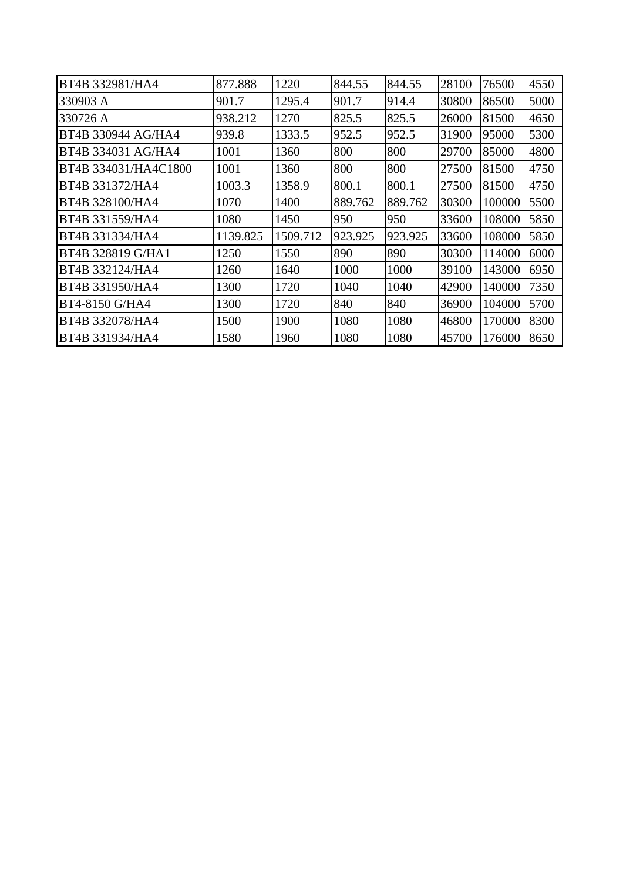| | | | | | | | |
|---|---|---|---|---|---|---|---|
| BT4B 332981/HA4 | 877.888 | 1220 | 844.55 | 844.55 | 28100 | 76500 | 4550 |
| 330903 A | 901.7 | 1295.4 | 901.7 | 914.4 | 30800 | 86500 | 5000 |
| 330726 A | 938.212 | 1270 | 825.5 | 825.5 | 26000 | 81500 | 4650 |
| BT4B 330944 AG/HA4 | 939.8 | 1333.5 | 952.5 | 952.5 | 31900 | 95000 | 5300 |
| BT4B 334031 AG/HA4 | 1001 | 1360 | 800 | 800 | 29700 | 85000 | 4800 |
| BT4B 334031/HA4C1800 | 1001 | 1360 | 800 | 800 | 27500 | 81500 | 4750 |
| BT4B 331372/HA4 | 1003.3 | 1358.9 | 800.1 | 800.1 | 27500 | 81500 | 4750 |
| BT4B 328100/HA4 | 1070 | 1400 | 889.762 | 889.762 | 30300 | 100000 | 5500 |
| BT4B 331559/HA4 | 1080 | 1450 | 950 | 950 | 33600 | 108000 | 5850 |
| BT4B 331334/HA4 | 1139.825 | 1509.712 | 923.925 | 923.925 | 33600 | 108000 | 5850 |
| BT4B 328819 G/HA1 | 1250 | 1550 | 890 | 890 | 30300 | 114000 | 6000 |
| BT4B 332124/HA4 | 1260 | 1640 | 1000 | 1000 | 39100 | 143000 | 6950 |
| BT4B 331950/HA4 | 1300 | 1720 | 1040 | 1040 | 42900 | 140000 | 7350 |
| BT4-8150 G/HA4 | 1300 | 1720 | 840 | 840 | 36900 | 104000 | 5700 |
| BT4B 332078/HA4 | 1500 | 1900 | 1080 | 1080 | 46800 | 170000 | 8300 |
| BT4B 331934/HA4 | 1580 | 1960 | 1080 | 1080 | 45700 | 176000 | 8650 |